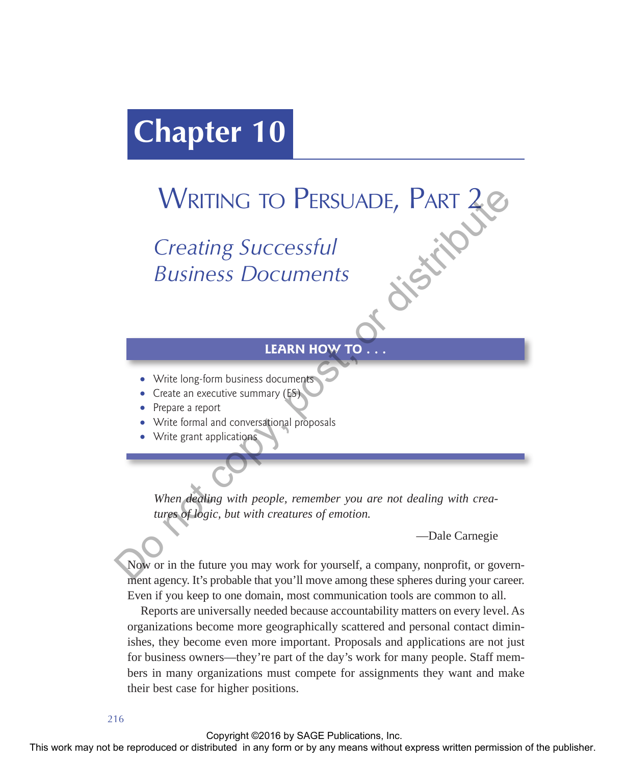# Chapter 10

## Writing to Persuade, Part 2

### *Creating Successful Business Documents*

**LEARN HOW TO . . .**

- Write long-form business documents
- Create an executive summary (ES)
- Prepare a report
- Write formal and conversational proposals
- Write grant applications

> *When dealing with people, remember you are not dealing with creatures of logic, but with creatures of emotion.*
>
> —Dale Carnegie

Now or in the future you may work for yourself, a company, nonprofit, or government agency. It's probable that you'll move among these spheres during your career. Even if you keep to one domain, most communication tools are common to all.

Reports are universally needed because accountability matters on every level. As organizations become more geographically scattered and personal contact diminishes, they become even more important. Proposals and applications are not just for business owners—they're part of the day's work for many people. Staff members in many organizations must compete for assignments they want and make their best case for higher positions.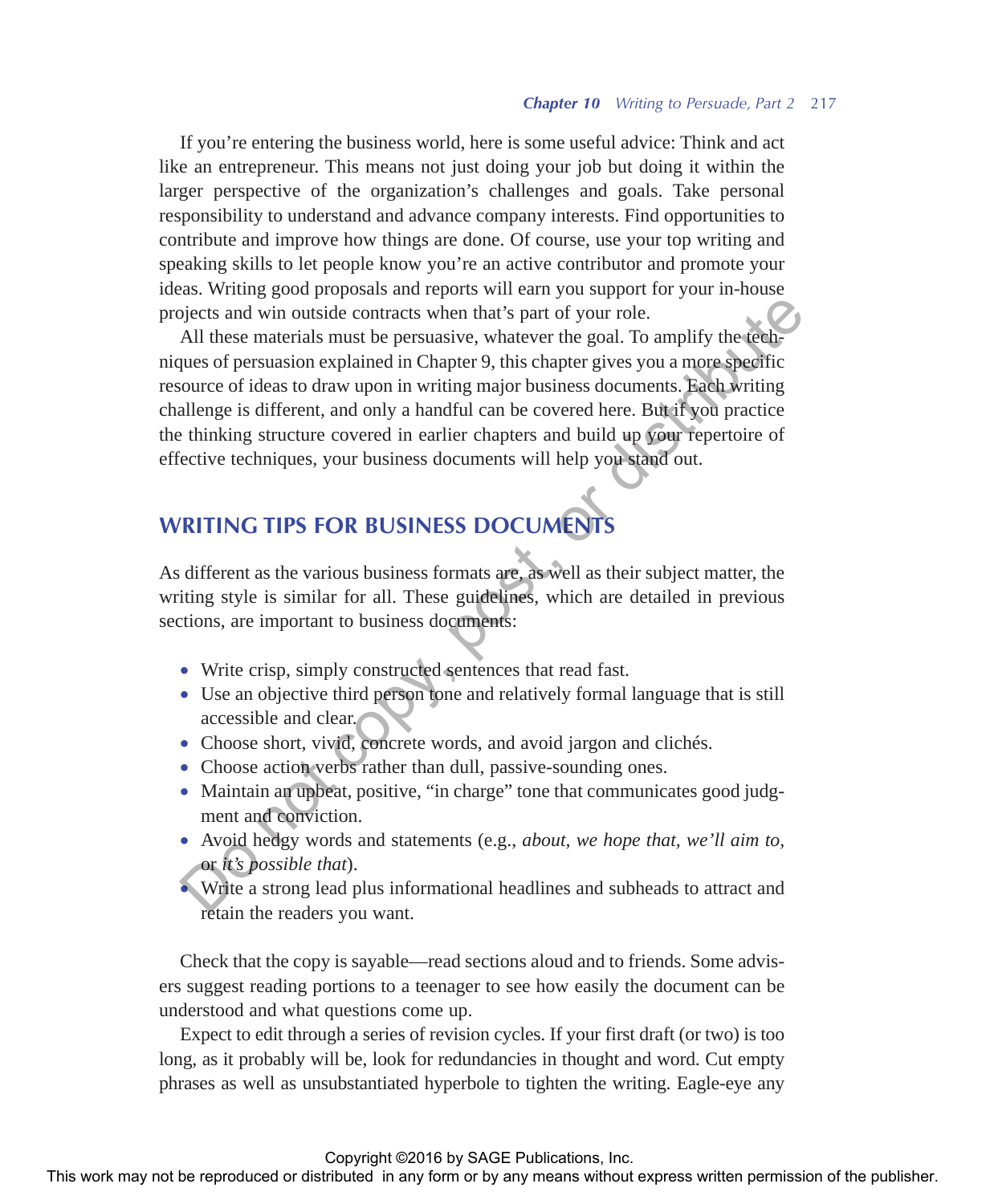If you're entering the business world, here is some useful advice: Think and act like an entrepreneur. This means not just doing your job but doing it within the larger perspective of the organization's challenges and goals. Take personal responsibility to understand and advance company interests. Find opportunities to contribute and improve how things are done. Of course, use your top writing and speaking skills to let people know you're an active contributor and promote your ideas. Writing good proposals and reports will earn you support for your in-house projects and win outside contracts when that's part of your role.

All these materials must be persuasive, whatever the goal. To amplify the techniques of persuasion explained in Chapter 9, this chapter gives you a more specific resource of ideas to draw upon in writing major business documents. Each writing challenge is different, and only a handful can be covered here. But if you practice the thinking structure covered in earlier chapters and build up your repertoire of effective techniques, your business documents will help you stand out.

## WRITING TIPS FOR BUSINESS DOCUMENTS

As different as the various business formats are, as well as their subject matter, the writing style is similar for all. These guidelines, which are detailed in previous sections, are important to business documents:

- Write crisp, simply constructed sentences that read fast.
- Use an objective third person tone and relatively formal language that is still accessible and clear.
- Choose short, vivid, concrete words, and avoid jargon and clichés.
- Choose action verbs rather than dull, passive-sounding ones.
- Maintain an upbeat, positive, "in charge" tone that communicates good judgment and conviction.
- Avoid hedgy words and statements (e.g., *about, we hope that, we'll aim to,* or *it's possible that*).
- Write a strong lead plus informational headlines and subheads to attract and retain the readers you want.

Check that the copy is sayable—read sections aloud and to friends. Some advisers suggest reading portions to a teenager to see how easily the document can be understood and what questions come up.

Expect to edit through a series of revision cycles. If your first draft (or two) is too long, as it probably will be, look for redundancies in thought and word. Cut empty phrases as well as unsubstantiated hyperbole to tighten the writing. Eagle-eye any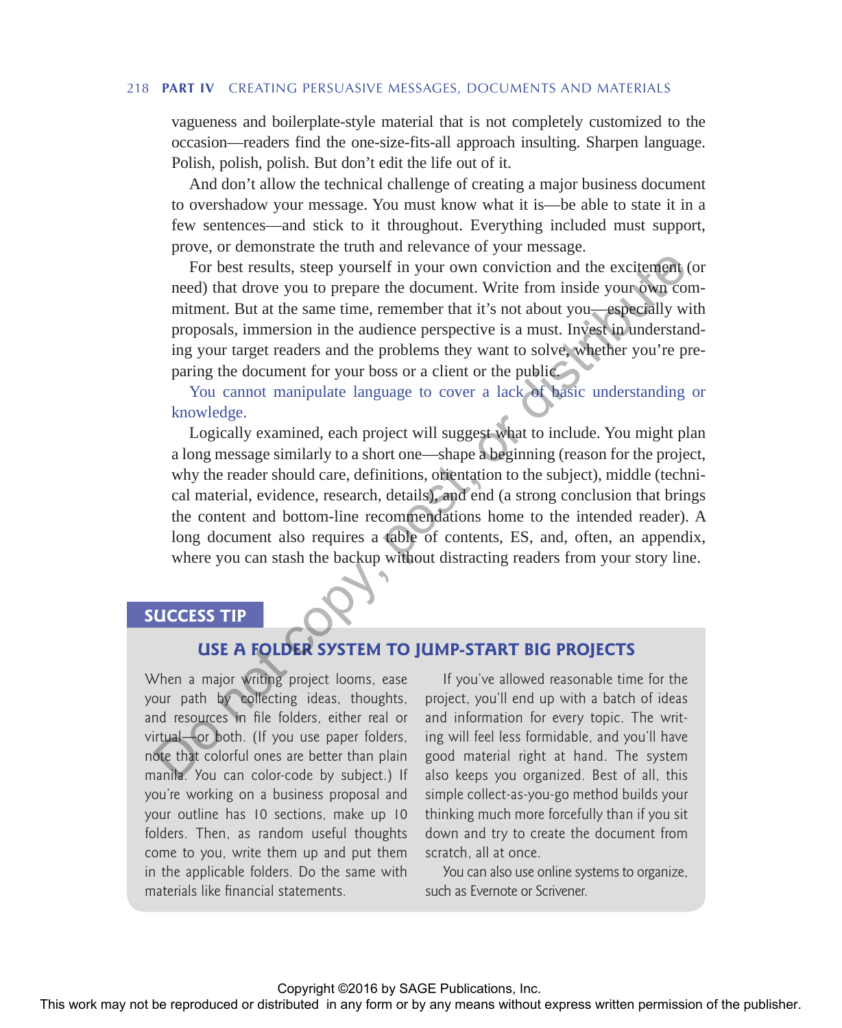vagueness and boilerplate-style material that is not completely customized to the occasion—readers find the one-size-fits-all approach insulting. Sharpen language. Polish, polish, polish. But don't edit the life out of it.

And don't allow the technical challenge of creating a major business document to overshadow your message. You must know what it is—be able to state it in a few sentences—and stick to it throughout. Everything included must support, prove, or demonstrate the truth and relevance of your message.

For best results, steep yourself in your own conviction and the excitement (or need) that drove you to prepare the document. Write from inside your own commitment. But at the same time, remember that it's not about you—especially with proposals, immersion in the audience perspective is a must. Invest in understanding your target readers and the problems they want to solve, whether you're preparing the document for your boss or a client or the public.

You cannot manipulate language to cover a lack of basic understanding or knowledge.

Logically examined, each project will suggest what to include. You might plan a long message similarly to a short one—shape a beginning (reason for the project, why the reader should care, definitions, orientation to the subject), middle (technical material, evidence, research, details), and end (a strong conclusion that brings the content and bottom-line recommendations home to the intended reader). A long document also requires a table of contents, ES, and, often, an appendix, where you can stash the backup without distracting readers from your story line.

**SUCCESS TIP**

### USE A FOLDER SYSTEM TO JUMP-START BIG PROJECTS

When a major writing project looms, ease your path by collecting ideas, thoughts, and resources in file folders, either real or virtual—or both. (If you use paper folders, note that colorful ones are better than plain manila. You can color-code by subject.) If you're working on a business proposal and your outline has 10 sections, make up 10 folders. Then, as random useful thoughts come to you, write them up and put them in the applicable folders. Do the same with materials like financial statements.

If you've allowed reasonable time for the project, you'll end up with a batch of ideas and information for every topic. The writing will feel less formidable, and you'll have good material right at hand. The system also keeps you organized. Best of all, this simple collect-as-you-go method builds your thinking much more forcefully than if you sit down and try to create the document from scratch, all at once.

You can also use online systems to organize, such as Evernote or Scrivener.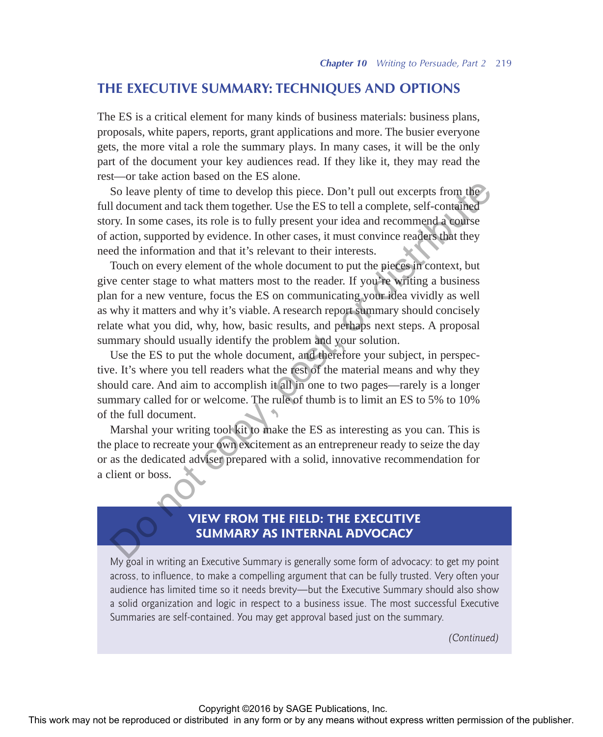## THE EXECUTIVE SUMMARY: TECHNIQUES AND OPTIONS

The ES is a critical element for many kinds of business materials: business plans, proposals, white papers, reports, grant applications and more. The busier everyone gets, the more vital a role the summary plays. In many cases, it will be the only part of the document your key audiences read. If they like it, they may read the rest—or take action based on the ES alone.

So leave plenty of time to develop this piece. Don't pull out excerpts from the full document and tack them together. Use the ES to tell a complete, self-contained story. In some cases, its role is to fully present your idea and recommend a course of action, supported by evidence. In other cases, it must convince readers that they need the information and that it's relevant to their interests.

Touch on every element of the whole document to put the pieces in context, but give center stage to what matters most to the reader. If you're writing a business plan for a new venture, focus the ES on communicating your idea vividly as well as why it matters and why it's viable. A research report summary should concisely relate what you did, why, how, basic results, and perhaps next steps. A proposal summary should usually identify the problem and your solution.

Use the ES to put the whole document, and therefore your subject, in perspective. It's where you tell readers what the rest of the material means and why they should care. And aim to accomplish it all in one to two pages—rarely is a longer summary called for or welcome. The rule of thumb is to limit an ES to 5% to 10% of the full document.

Marshal your writing tool kit to make the ES as interesting as you can. This is the place to recreate your own excitement as an entrepreneur ready to seize the day or as the dedicated adviser prepared with a solid, innovative recommendation for a client or boss.

### VIEW FROM THE FIELD: THE EXECUTIVE SUMMARY AS INTERNAL ADVOCACY

My goal in writing an Executive Summary is generally some form of advocacy: to get my point across, to influence, to make a compelling argument that can be fully trusted. Very often your audience has limited time so it needs brevity—but the Executive Summary should also show a solid organization and logic in respect to a business issue. The most successful Executive Summaries are self-contained. You may get approval based just on the summary.

*(Continued)*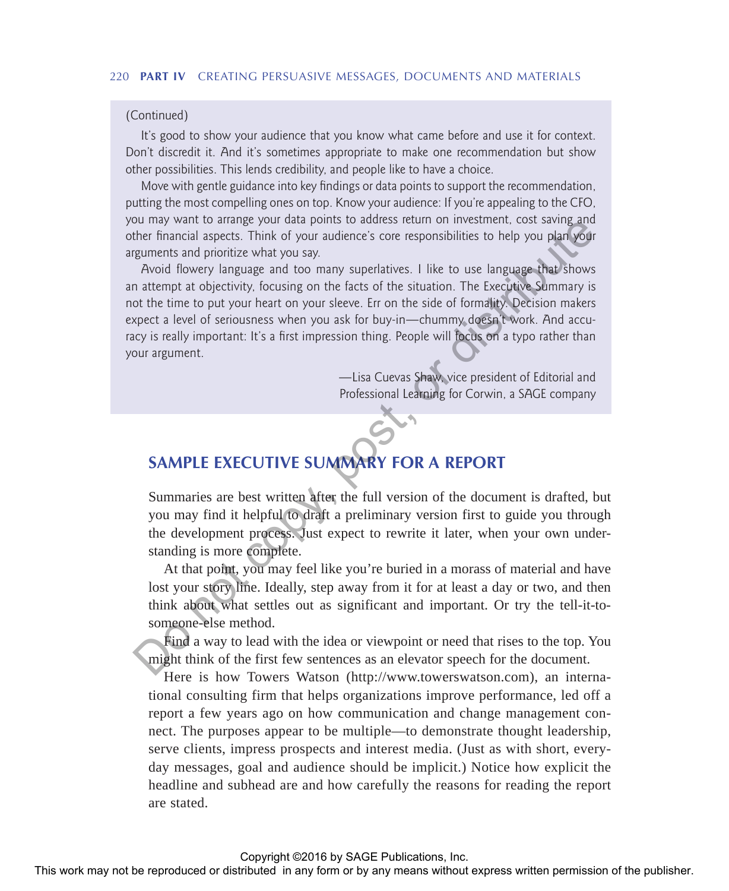(Continued)

It's good to show your audience that you know what came before and use it for context. Don't discredit it. And it's sometimes appropriate to make one recommendation but show other possibilities. This lends credibility, and people like to have a choice.

Move with gentle guidance into key findings or data points to support the recommendation, putting the most compelling ones on top. Know your audience: If you're appealing to the CFO, you may want to arrange your data points to address return on investment, cost saving and other financial aspects. Think of your audience's core responsibilities to help you plan your arguments and prioritize what you say.

Avoid flowery language and too many superlatives. I like to use language that shows an attempt at objectivity, focusing on the facts of the situation. The Executive Summary is not the time to put your heart on your sleeve. Err on the side of formality. Decision makers expect a level of seriousness when you ask for buy-in—chummy doesn't work. And accuracy is really important: It's a first impression thing. People will focus on a typo rather than your argument.

—Lisa Cuevas Shaw, vice president of Editorial and Professional Learning for Corwin, a SAGE company

## SAMPLE EXECUTIVE SUMMARY FOR A REPORT

Summaries are best written after the full version of the document is drafted, but you may find it helpful to draft a preliminary version first to guide you through the development process. Just expect to rewrite it later, when your own understanding is more complete.

At that point, you may feel like you're buried in a morass of material and have lost your story line. Ideally, step away from it for at least a day or two, and then think about what settles out as significant and important. Or try the tell-it-to-someone-else method.

Find a way to lead with the idea or viewpoint or need that rises to the top. You might think of the first few sentences as an elevator speech for the document.

Here is how Towers Watson (http://www.towerswatson.com), an international consulting firm that helps organizations improve performance, led off a report a few years ago on how communication and change management connect. The purposes appear to be multiple—to demonstrate thought leadership, serve clients, impress prospects and interest media. (Just as with short, everyday messages, goal and audience should be implicit.) Notice how explicit the headline and subhead are and how carefully the reasons for reading the report are stated.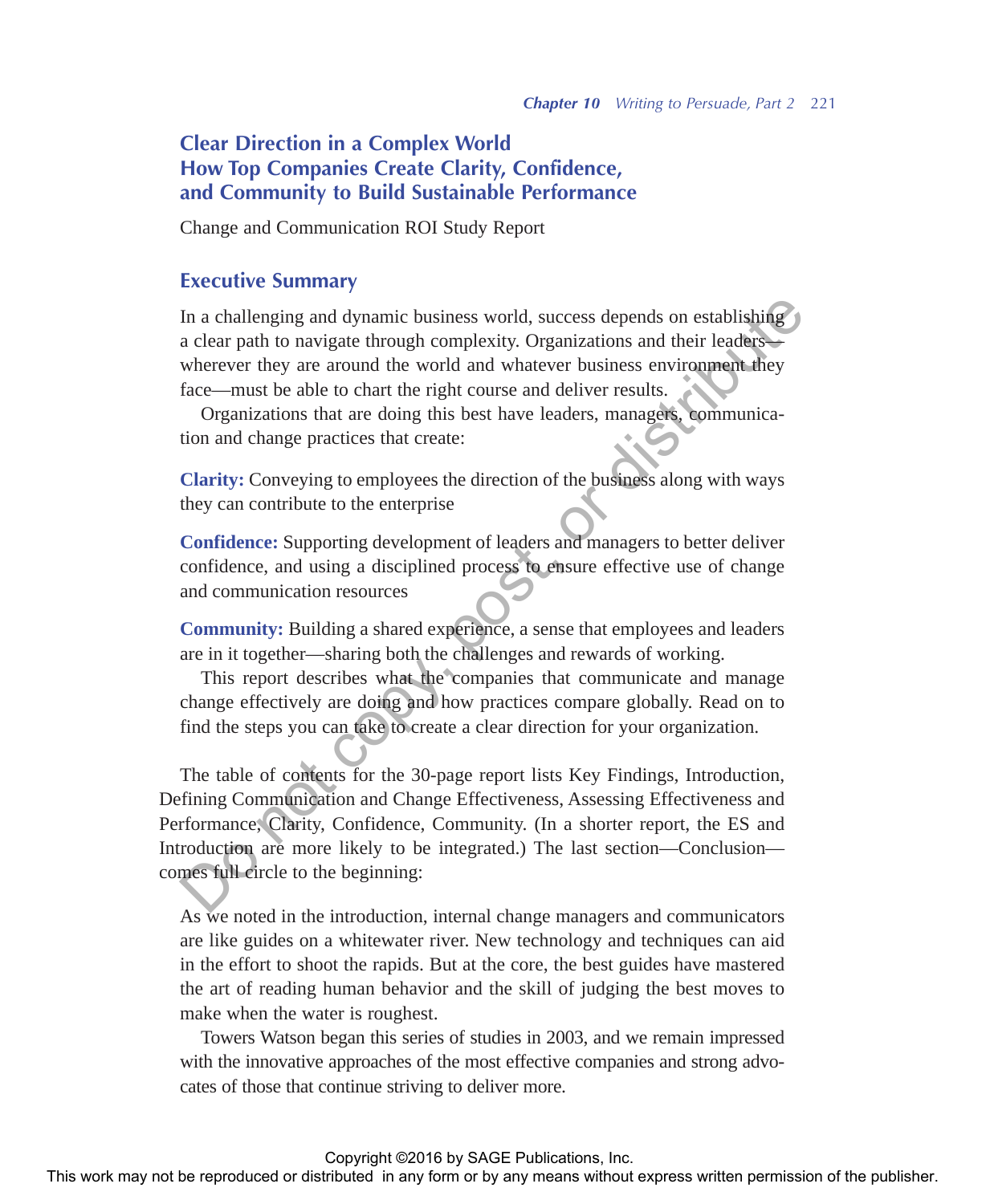## Clear Direction in a Complex World
## How Top Companies Create Clarity, Confidence, and Community to Build Sustainable Performance

Change and Communication ROI Study Report

### Executive Summary

In a challenging and dynamic business world, success depends on establishing a clear path to navigate through complexity. Organizations and their leaders—wherever they are around the world and whatever business environment they face—must be able to chart the right course and deliver results.

Organizations that are doing this best have leaders, managers, communication and change practices that create:

**Clarity:** Conveying to employees the direction of the business along with ways they can contribute to the enterprise

**Confidence:** Supporting development of leaders and managers to better deliver confidence, and using a disciplined process to ensure effective use of change and communication resources

**Community:** Building a shared experience, a sense that employees and leaders are in it together—sharing both the challenges and rewards of working.

This report describes what the companies that communicate and manage change effectively are doing and how practices compare globally. Read on to find the steps you can take to create a clear direction for your organization.

The table of contents for the 30-page report lists Key Findings, Introduction, Defining Communication and Change Effectiveness, Assessing Effectiveness and Performance, Clarity, Confidence, Community. (In a shorter report, the ES and Introduction are more likely to be integrated.) The last section—Conclusion—comes full circle to the beginning:

As we noted in the introduction, internal change managers and communicators are like guides on a whitewater river. New technology and techniques can aid in the effort to shoot the rapids. But at the core, the best guides have mastered the art of reading human behavior and the skill of judging the best moves to make when the water is roughest.

Towers Watson began this series of studies in 2003, and we remain impressed with the innovative approaches of the most effective companies and strong advocates of those that continue striving to deliver more.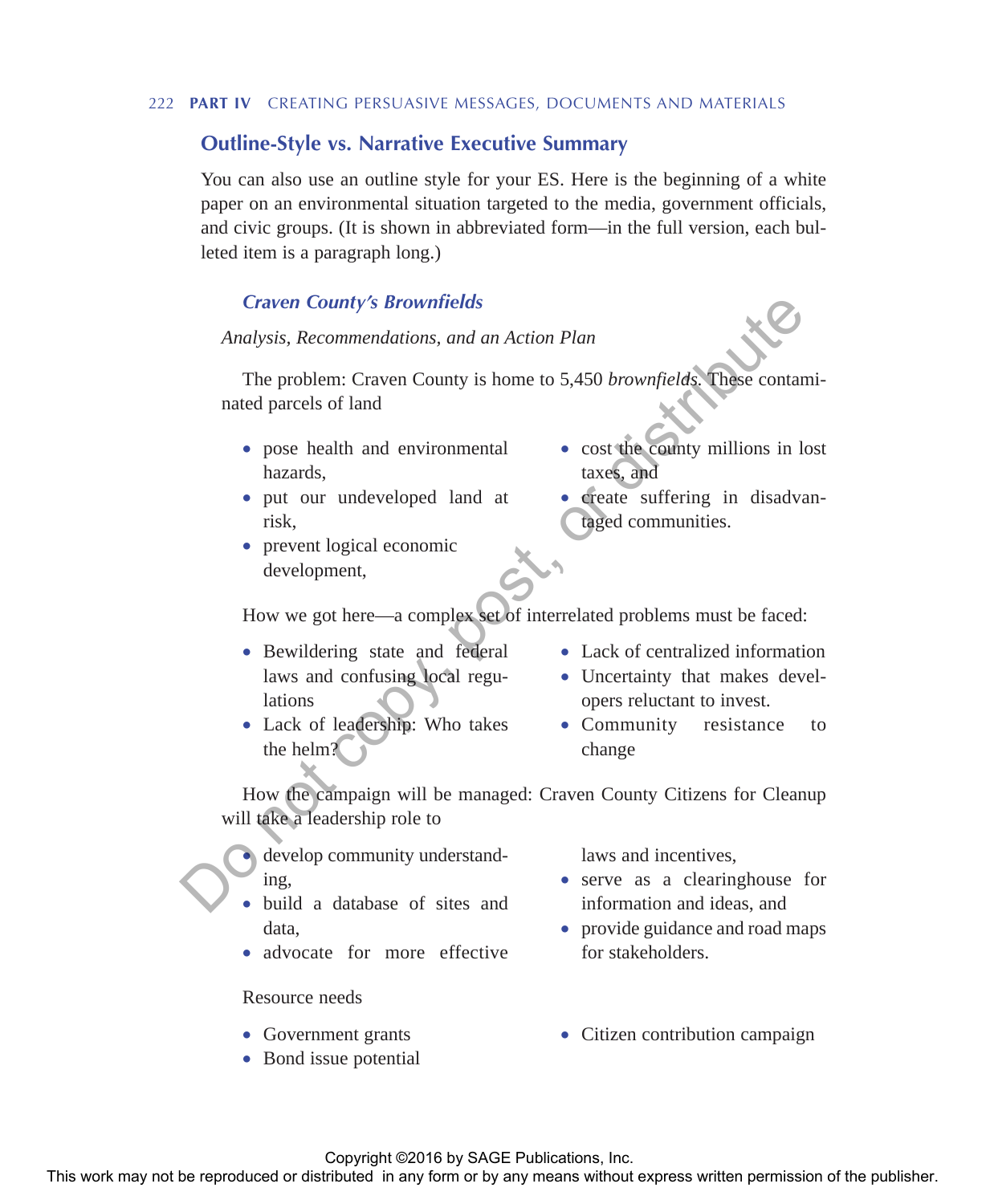## Outline-Style vs. Narrative Executive Summary

You can also use an outline style for your ES. Here is the beginning of a white paper on an environmental situation targeted to the media, government officials, and civic groups. (It is shown in abbreviated form—in the full version, each bulleted item is a paragraph long.)

### *Craven County's Brownfields*

*Analysis, Recommendations, and an Action Plan*

The problem: Craven County is home to 5,450 *brownfields*. These contaminated parcels of land

- pose health and environmental hazards,
- put our undeveloped land at risk,
- prevent logical economic development,
- cost the county millions in lost taxes, and
- create suffering in disadvantaged communities.

How we got here—a complex set of interrelated problems must be faced:

- Bewildering state and federal laws and confusing local regulations
- Lack of leadership: Who takes the helm?
- Lack of centralized information
- Uncertainty that makes developers reluctant to invest.
- Community resistance to change

How the campaign will be managed: Craven County Citizens for Cleanup will take a leadership role to

- develop community understanding,
- build a database of sites and data,
- advocate for more effective laws and incentives,
- serve as a clearinghouse for information and ideas, and
- provide guidance and road maps for stakeholders.

Resource needs

- Government grants
- Bond issue potential
- Citizen contribution campaign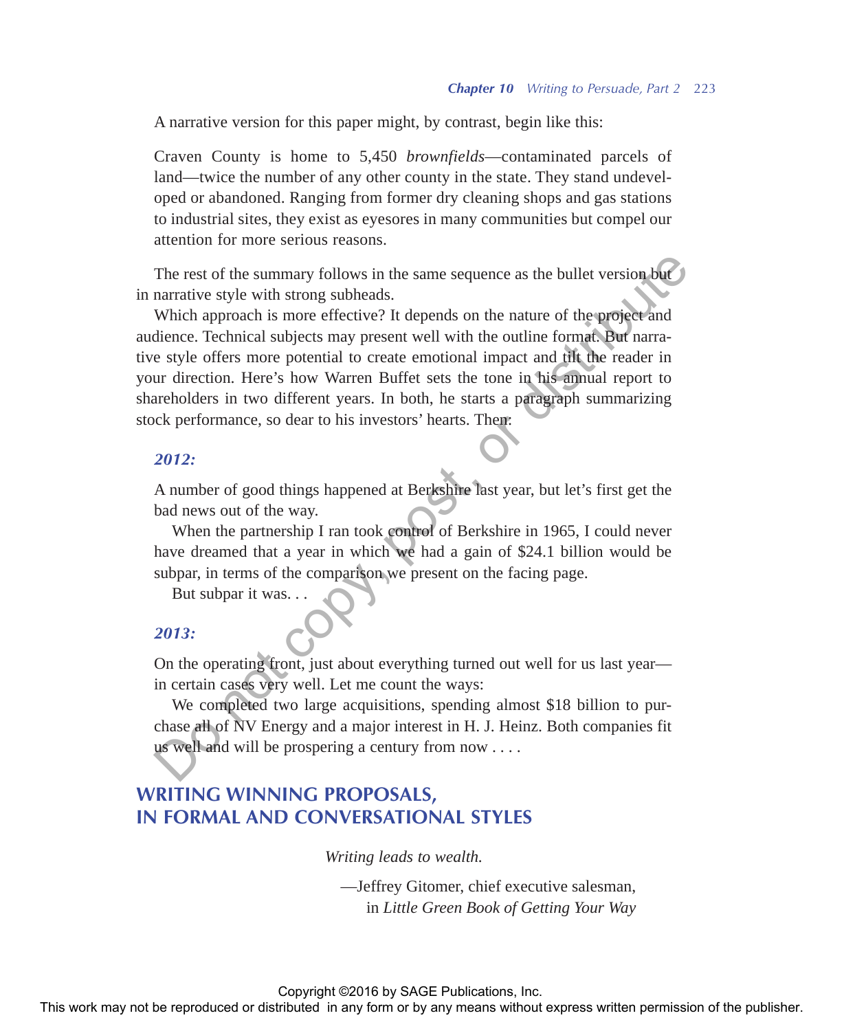A narrative version for this paper might, by contrast, begin like this:

> Craven County is home to 5,450 *brownfields*—contaminated parcels of land—twice the number of any other county in the state. They stand undeveloped or abandoned. Ranging from former dry cleaning shops and gas stations to industrial sites, they exist as eyesores in many communities but compel our attention for more serious reasons.

The rest of the summary follows in the same sequence as the bullet version but in narrative style with strong subheads.

Which approach is more effective? It depends on the nature of the project and audience. Technical subjects may present well with the outline format. But narrative style offers more potential to create emotional impact and tilt the reader in your direction. Here's how Warren Buffet sets the tone in his annual report to shareholders in two different years. In both, he starts a paragraph summarizing stock performance, so dear to his investors' hearts. Then:

***2012:***

> A number of good things happened at Berkshire last year, but let's first get the bad news out of the way.
>
> When the partnership I ran took control of Berkshire in 1965, I could never have dreamed that a year in which we had a gain of $24.1 billion would be subpar, in terms of the comparison we present on the facing page.
>
> But subpar it was. . .

***2013:***

> On the operating front, just about everything turned out well for us last year—in certain cases very well. Let me count the ways:
>
> We completed two large acquisitions, spending almost $18 billion to purchase all of NV Energy and a major interest in H. J. Heinz. Both companies fit us well and will be prospering a century from now . . . .

## WRITING WINNING PROPOSALS, IN FORMAL AND CONVERSATIONAL STYLES

*Writing leads to wealth.*

—Jeffrey Gitomer, chief executive salesman, in *Little Green Book of Getting Your Way*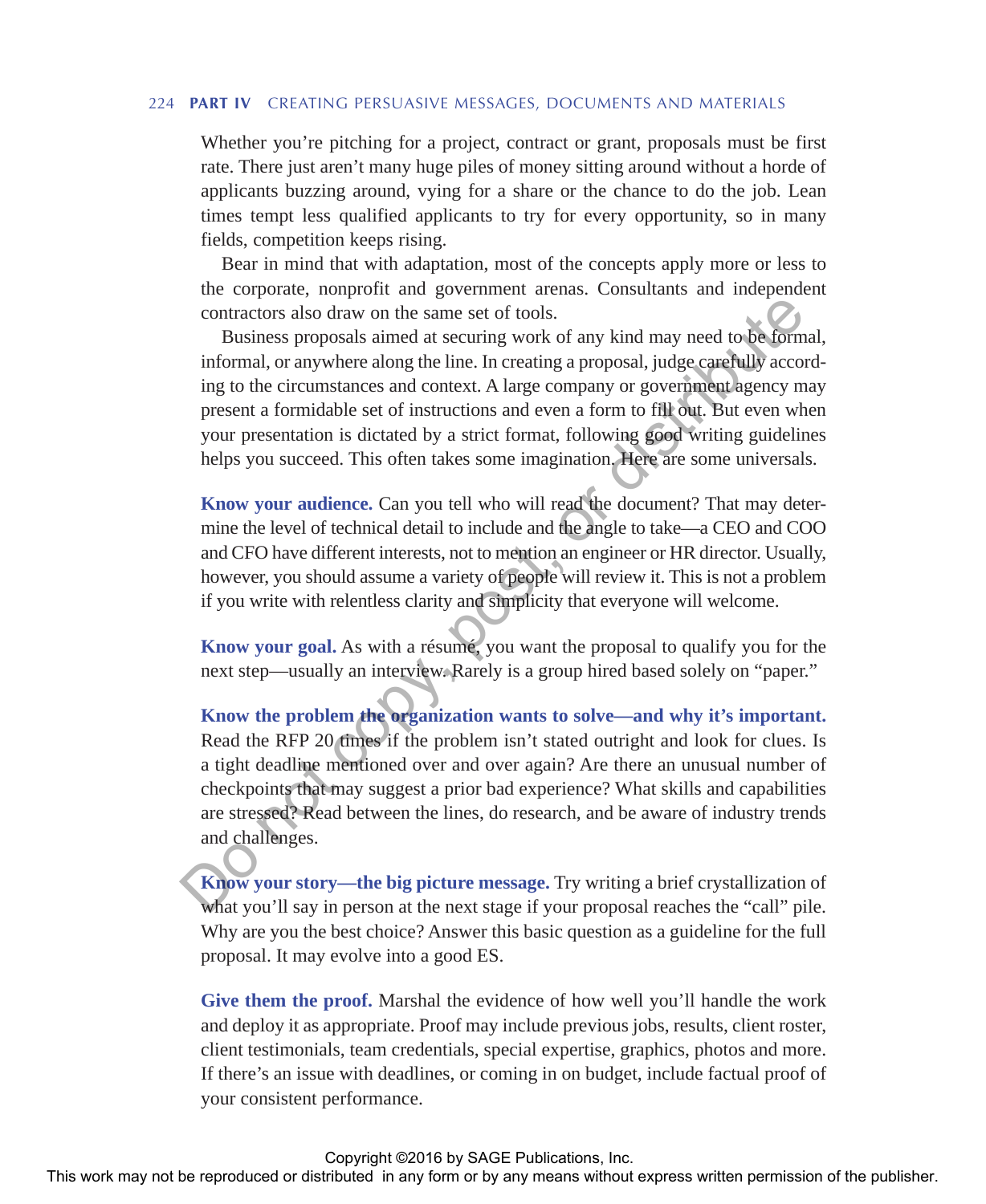Whether you're pitching for a project, contract or grant, proposals must be first rate. There just aren't many huge piles of money sitting around without a horde of applicants buzzing around, vying for a share or the chance to do the job. Lean times tempt less qualified applicants to try for every opportunity, so in many fields, competition keeps rising.

Bear in mind that with adaptation, most of the concepts apply more or less to the corporate, nonprofit and government arenas. Consultants and independent contractors also draw on the same set of tools.

Business proposals aimed at securing work of any kind may need to be formal, informal, or anywhere along the line. In creating a proposal, judge carefully according to the circumstances and context. A large company or government agency may present a formidable set of instructions and even a form to fill out. But even when your presentation is dictated by a strict format, following good writing guidelines helps you succeed. This often takes some imagination. Here are some universals.

**Know your audience.** Can you tell who will read the document? That may determine the level of technical detail to include and the angle to take—a CEO and COO and CFO have different interests, not to mention an engineer or HR director. Usually, however, you should assume a variety of people will review it. This is not a problem if you write with relentless clarity and simplicity that everyone will welcome.

**Know your goal.** As with a résumé, you want the proposal to qualify you for the next step—usually an interview. Rarely is a group hired based solely on "paper."

**Know the problem the organization wants to solve—and why it's important.** Read the RFP 20 times if the problem isn't stated outright and look for clues. Is a tight deadline mentioned over and over again? Are there an unusual number of checkpoints that may suggest a prior bad experience? What skills and capabilities are stressed? Read between the lines, do research, and be aware of industry trends and challenges.

**Know your story—the big picture message.** Try writing a brief crystallization of what you'll say in person at the next stage if your proposal reaches the "call" pile. Why are you the best choice? Answer this basic question as a guideline for the full proposal. It may evolve into a good ES.

**Give them the proof.** Marshal the evidence of how well you'll handle the work and deploy it as appropriate. Proof may include previous jobs, results, client roster, client testimonials, team credentials, special expertise, graphics, photos and more. If there's an issue with deadlines, or coming in on budget, include factual proof of your consistent performance.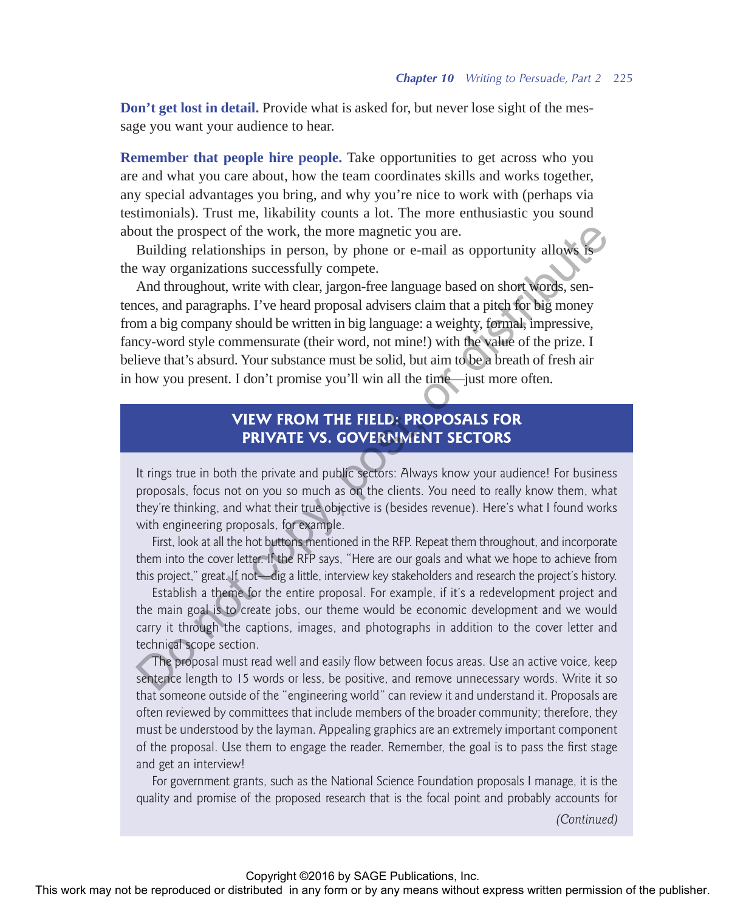**Don't get lost in detail.** Provide what is asked for, but never lose sight of the message you want your audience to hear.

**Remember that people hire people.** Take opportunities to get across who you are and what you care about, how the team coordinates skills and works together, any special advantages you bring, and why you're nice to work with (perhaps via testimonials). Trust me, likability counts a lot. The more enthusiastic you sound about the prospect of the work, the more magnetic you are.

Building relationships in person, by phone or e-mail as opportunity allows is the way organizations successfully compete.

And throughout, write with clear, jargon-free language based on short words, sentences, and paragraphs. I've heard proposal advisers claim that a pitch for big money from a big company should be written in big language: a weighty, formal, impressive, fancy-word style commensurate (their word, not mine!) with the value of the prize. I believe that's absurd. Your substance must be solid, but aim to be a breath of fresh air in how you present. I don't promise you'll win all the time—just more often.

## VIEW FROM THE FIELD: PROPOSALS FOR PRIVATE VS. GOVERNMENT SECTORS

It rings true in both the private and public sectors: Always know your audience! For business proposals, focus not on you so much as on the clients. You need to really know them, what they're thinking, and what their true objective is (besides revenue). Here's what I found works with engineering proposals, for example.

First, look at all the hot buttons mentioned in the RFP. Repeat them throughout, and incorporate them into the cover letter. If the RFP says, "Here are our goals and what we hope to achieve from this project," great. If not—dig a little, interview key stakeholders and research the project's history.

Establish a theme for the entire proposal. For example, if it's a redevelopment project and the main goal is to create jobs, our theme would be economic development and we would carry it through the captions, images, and photographs in addition to the cover letter and technical scope section.

The proposal must read well and easily flow between focus areas. Use an active voice, keep sentence length to 15 words or less, be positive, and remove unnecessary words. Write it so that someone outside of the "engineering world" can review it and understand it. Proposals are often reviewed by committees that include members of the broader community; therefore, they must be understood by the layman. Appealing graphics are an extremely important component of the proposal. Use them to engage the reader. Remember, the goal is to pass the first stage and get an interview!

For government grants, such as the National Science Foundation proposals I manage, it is the quality and promise of the proposed research that is the focal point and probably accounts for

*(Continued)*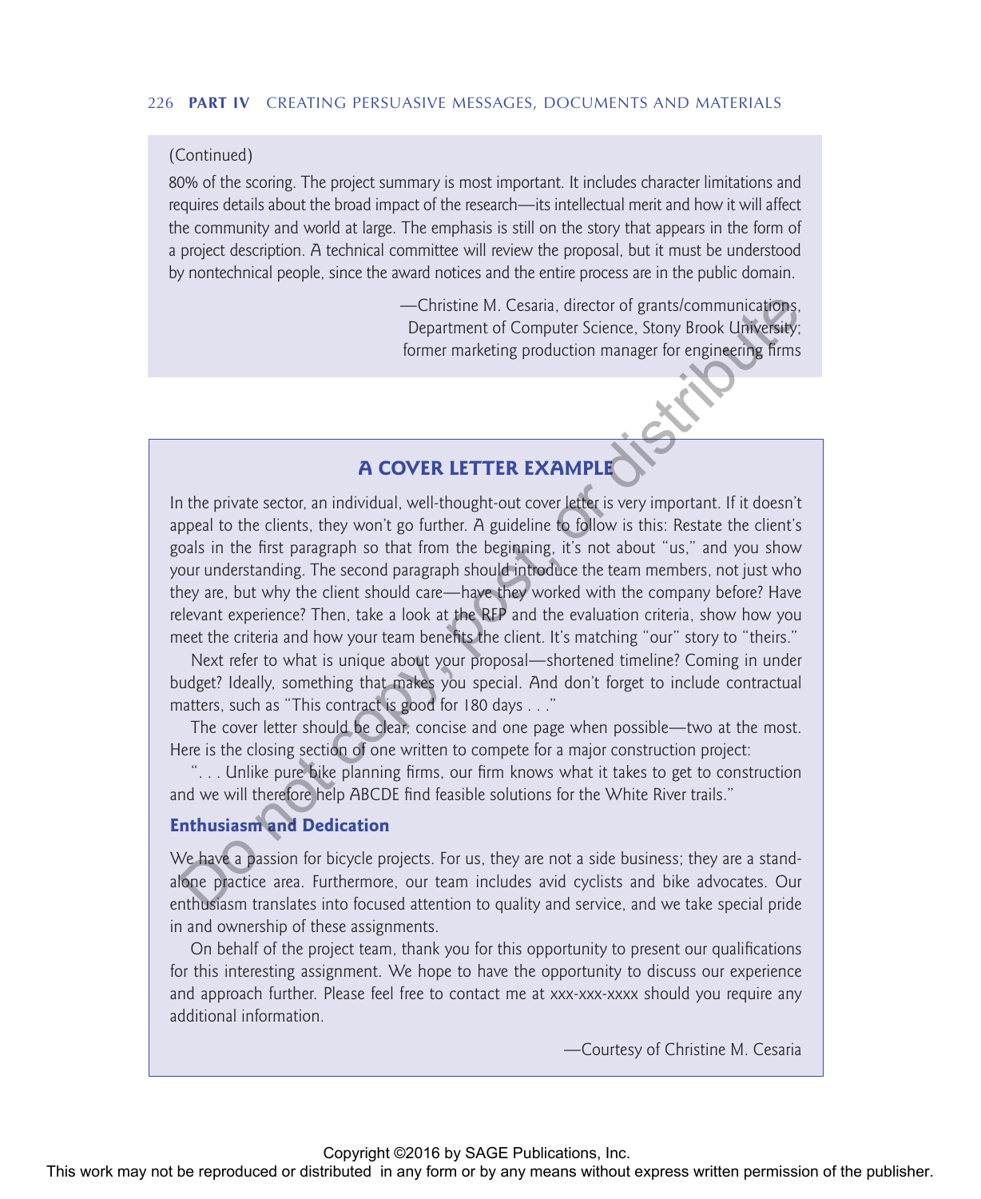(Continued)

80% of the scoring. The project summary is most important. It includes character limitations and requires details about the broad impact of the research—its intellectual merit and how it will affect the community and world at large. The emphasis is still on the story that appears in the form of a project description. A technical committee will review the proposal, but it must be understood by nontechnical people, since the award notices and the entire process are in the public domain.

—Christine M. Cesaria, director of grants/communications, Department of Computer Science, Stony Brook University; former marketing production manager for engineering firms

## A COVER LETTER EXAMPLE

In the private sector, an individual, well-thought-out cover letter is very important. If it doesn't appeal to the clients, they won't go further. A guideline to follow is this: Restate the client's goals in the first paragraph so that from the beginning, it's not about "us," and you show your understanding. The second paragraph should introduce the team members, not just who they are, but why the client should care—have they worked with the company before? Have relevant experience? Then, take a look at the RFP and the evaluation criteria, show how you meet the criteria and how your team benefits the client. It's matching "our" story to "theirs."

Next refer to what is unique about your proposal—shortened timeline? Coming in under budget? Ideally, something that makes you special. And don't forget to include contractual matters, such as "This contract is good for 180 days . . ."

The cover letter should be clear, concise and one page when possible—two at the most. Here is the closing section of one written to compete for a major construction project:

". . . Unlike pure bike planning firms, our firm knows what it takes to get to construction and we will therefore help ABCDE find feasible solutions for the White River trails."

### Enthusiasm and Dedication

We have a passion for bicycle projects. For us, they are not a side business; they are a stand-alone practice area. Furthermore, our team includes avid cyclists and bike advocates. Our enthusiasm translates into focused attention to quality and service, and we take special pride in and ownership of these assignments.

On behalf of the project team, thank you for this opportunity to present our qualifications for this interesting assignment. We hope to have the opportunity to discuss our experience and approach further. Please feel free to contact me at xxx-xxx-xxxx should you require any additional information.

—Courtesy of Christine M. Cesaria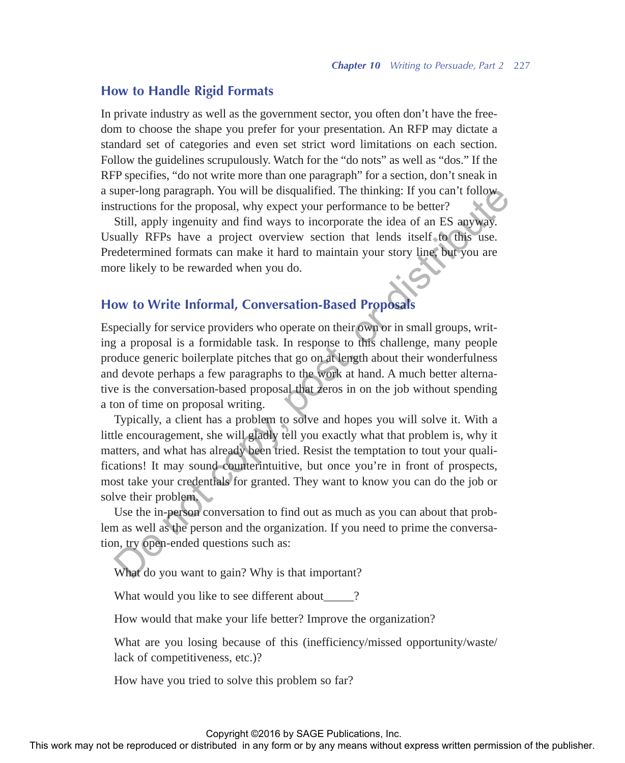## How to Handle Rigid Formats

In private industry as well as the government sector, you often don't have the freedom to choose the shape you prefer for your presentation. An RFP may dictate a standard set of categories and even set strict word limitations on each section. Follow the guidelines scrupulously. Watch for the "do nots" as well as "dos." If the RFP specifies, "do not write more than one paragraph" for a section, don't sneak in a super-long paragraph. You will be disqualified. The thinking: If you can't follow instructions for the proposal, why expect your performance to be better?

Still, apply ingenuity and find ways to incorporate the idea of an ES anyway. Usually RFPs have a project overview section that lends itself to this use. Predetermined formats can make it hard to maintain your story line, but you are more likely to be rewarded when you do.

## How to Write Informal, Conversation-Based Proposals

Especially for service providers who operate on their own or in small groups, writing a proposal is a formidable task. In response to this challenge, many people produce generic boilerplate pitches that go on at length about their wonderfulness and devote perhaps a few paragraphs to the work at hand. A much better alternative is the conversation-based proposal that zeros in on the job without spending a ton of time on proposal writing.

Typically, a client has a problem to solve and hopes you will solve it. With a little encouragement, she will gladly tell you exactly what that problem is, why it matters, and what has already been tried. Resist the temptation to tout your qualifications! It may sound counterintuitive, but once you're in front of prospects, most take your credentials for granted. They want to know you can do the job or solve their problem.

Use the in-person conversation to find out as much as you can about that problem as well as the person and the organization. If you need to prime the conversation, try open-ended questions such as:

What do you want to gain? Why is that important?

What would you like to see different about_____?

How would that make your life better? Improve the organization?

What are you losing because of this (inefficiency/missed opportunity/waste/lack of competitiveness, etc.)?

How have you tried to solve this problem so far?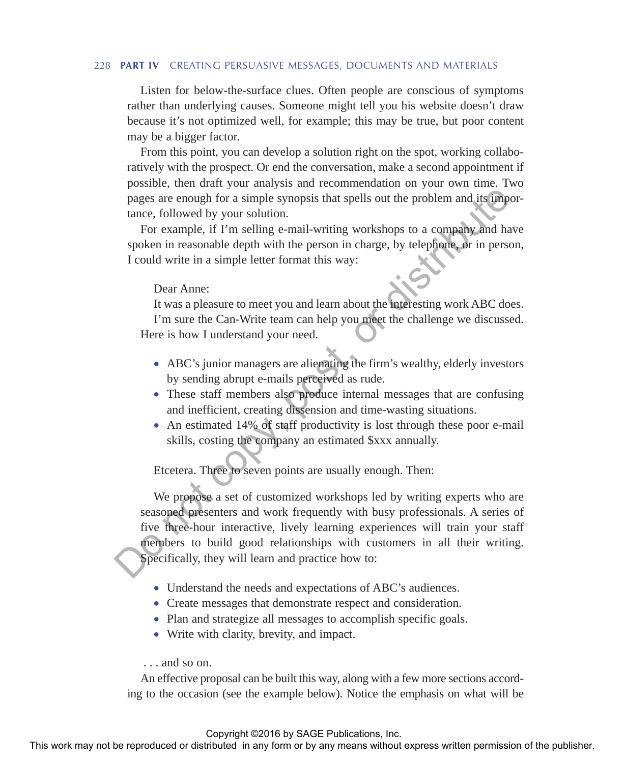Listen for below-the-surface clues. Often people are conscious of symptoms rather than underlying causes. Someone might tell you his website doesn't draw because it's not optimized well, for example; this may be true, but poor content may be a bigger factor.

From this point, you can develop a solution right on the spot, working collaboratively with the prospect. Or end the conversation, make a second appointment if possible, then draft your analysis and recommendation on your own time. Two pages are enough for a simple synopsis that spells out the problem and its importance, followed by your solution.

For example, if I'm selling e-mail-writing workshops to a company and have spoken in reasonable depth with the person in charge, by telephone, or in person, I could write in a simple letter format this way:

> Dear Anne:
>
> It was a pleasure to meet you and learn about the interesting work ABC does.
>
> I'm sure the Can-Write team can help you meet the challenge we discussed. Here is how I understand your need.
>
> - ABC's junior managers are alienating the firm's wealthy, elderly investors by sending abrupt e-mails perceived as rude.
> - These staff members also produce internal messages that are confusing and inefficient, creating dissension and time-wasting situations.
> - An estimated 14% of staff productivity is lost through these poor e-mail skills, costing the company an estimated $xxx annually.

Etcetera. Three to seven points are usually enough. Then:

> We propose a set of customized workshops led by writing experts who are seasoned presenters and work frequently with busy professionals. A series of five three-hour interactive, lively learning experiences will train your staff members to build good relationships with customers in all their writing. Specifically, they will learn and practice how to:
>
> - Understand the needs and expectations of ABC's audiences.
> - Create messages that demonstrate respect and consideration.
> - Plan and strategize all messages to accomplish specific goals.
> - Write with clarity, brevity, and impact.
>
> . . . and so on.

An effective proposal can be built this way, along with a few more sections according to the occasion (see the example below). Notice the emphasis on what will be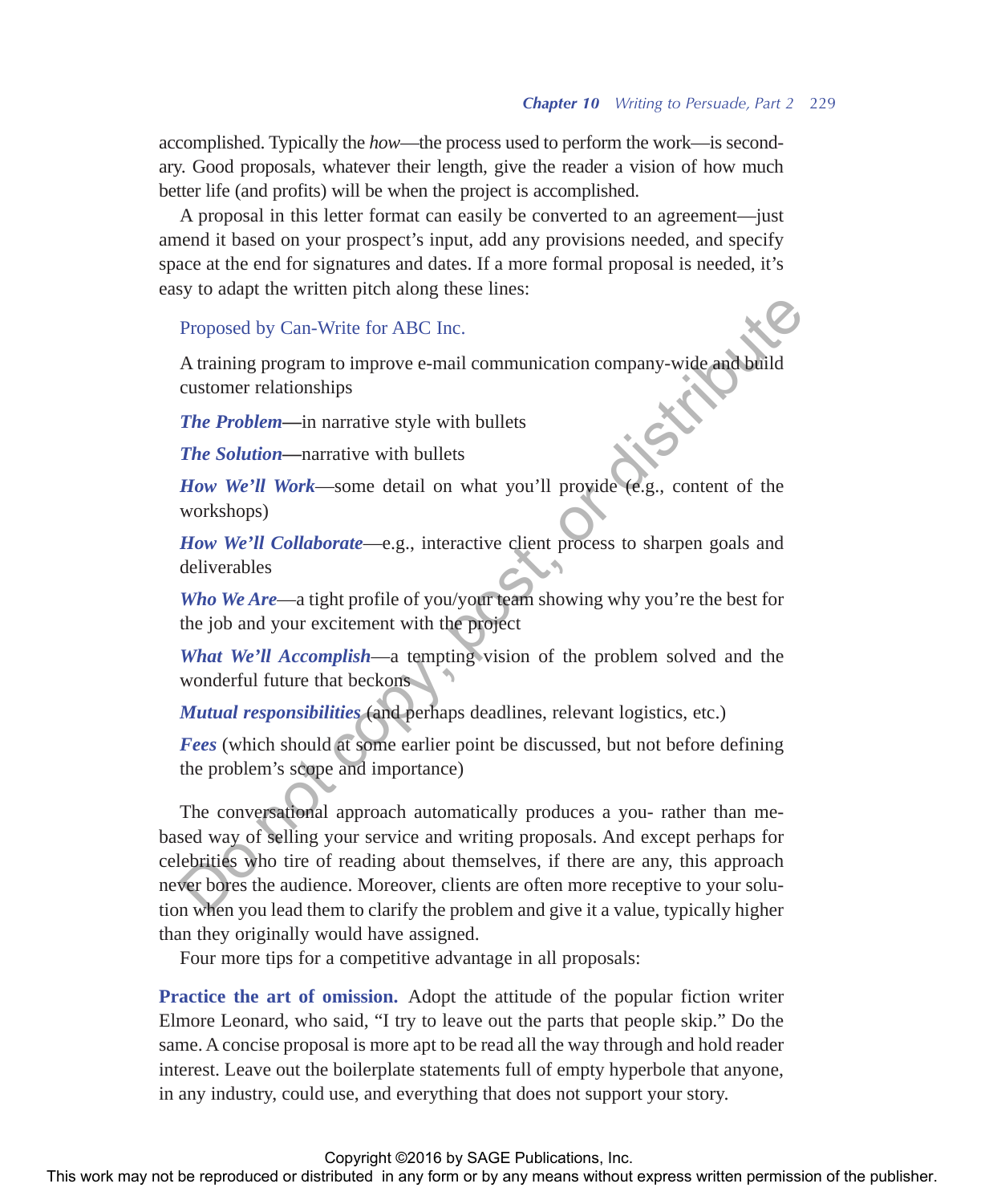accomplished. Typically the *how*—the process used to perform the work—is secondary. Good proposals, whatever their length, give the reader a vision of how much better life (and profits) will be when the project is accomplished.

A proposal in this letter format can easily be converted to an agreement—just amend it based on your prospect's input, add any provisions needed, and specify space at the end for signatures and dates. If a more formal proposal is needed, it's easy to adapt the written pitch along these lines:

> Proposed by Can-Write for ABC Inc.
>
> A training program to improve e-mail communication company-wide and build customer relationships
>
> ***The Problem*****—**in narrative style with bullets
>
> ***The Solution*****—**narrative with bullets
>
> ***How We'll Work***—some detail on what you'll provide (e.g., content of the workshops)
>
> ***How We'll Collaborate***—e.g., interactive client process to sharpen goals and deliverables
>
> ***Who We Are***—a tight profile of you/your team showing why you're the best for the job and your excitement with the project
>
> ***What We'll Accomplish***—a tempting vision of the problem solved and the wonderful future that beckons
>
> ***Mutual responsibilities*** (and perhaps deadlines, relevant logistics, etc.)
>
> ***Fees*** (which should at some earlier point be discussed, but not before defining the problem's scope and importance)

The conversational approach automatically produces a you- rather than me-based way of selling your service and writing proposals. And except perhaps for celebrities who tire of reading about themselves, if there are any, this approach never bores the audience. Moreover, clients are often more receptive to your solution when you lead them to clarify the problem and give it a value, typically higher than they originally would have assigned.

Four more tips for a competitive advantage in all proposals:

**Practice the art of omission.** Adopt the attitude of the popular fiction writer Elmore Leonard, who said, "I try to leave out the parts that people skip." Do the same. A concise proposal is more apt to be read all the way through and hold reader interest. Leave out the boilerplate statements full of empty hyperbole that anyone, in any industry, could use, and everything that does not support your story.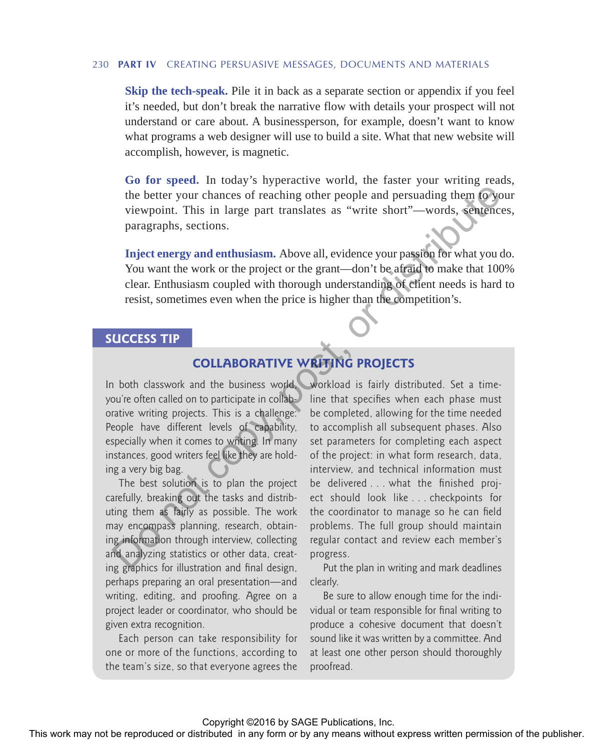**Skip the tech-speak.** Pile it in back as a separate section or appendix if you feel it's needed, but don't break the narrative flow with details your prospect will not understand or care about. A businessperson, for example, doesn't want to know what programs a web designer will use to build a site. What that new website will accomplish, however, is magnetic.

**Go for speed.** In today's hyperactive world, the faster your writing reads, the better your chances of reaching other people and persuading them to your viewpoint. This in large part translates as "write short"—words, sentences, paragraphs, sections.

**Inject energy and enthusiasm.** Above all, evidence your passion for what you do. You want the work or the project or the grant—don't be afraid to make that 100% clear. Enthusiasm coupled with thorough understanding of client needs is hard to resist, sometimes even when the price is higher than the competition's.

## SUCCESS TIP

### COLLABORATIVE WRITING PROJECTS

In both classwork and the business world, you're often called on to participate in collaborative writing projects. This is a challenge: People have different levels of capability, especially when it comes to writing. In many instances, good writers feel like they are holding a very big bag.

The best solution is to plan the project carefully, breaking out the tasks and distributing them as fairly as possible. The work may encompass planning, research, obtaining information through interview, collecting and analyzing statistics or other data, creating graphics for illustration and final design, perhaps preparing an oral presentation—and writing, editing, and proofing. Agree on a project leader or coordinator, who should be given extra recognition.

Each person can take responsibility for one or more of the functions, according to the team's size, so that everyone agrees the workload is fairly distributed. Set a timeline that specifies when each phase must be completed, allowing for the time needed to accomplish all subsequent phases. Also set parameters for completing each aspect of the project: in what form research, data, interview, and technical information must be delivered . . . what the finished project should look like . . . checkpoints for the coordinator to manage so he can field problems. The full group should maintain regular contact and review each member's progress.

Put the plan in writing and mark deadlines clearly.

Be sure to allow enough time for the individual or team responsible for final writing to produce a cohesive document that doesn't sound like it was written by a committee. And at least one other person should thoroughly proofread.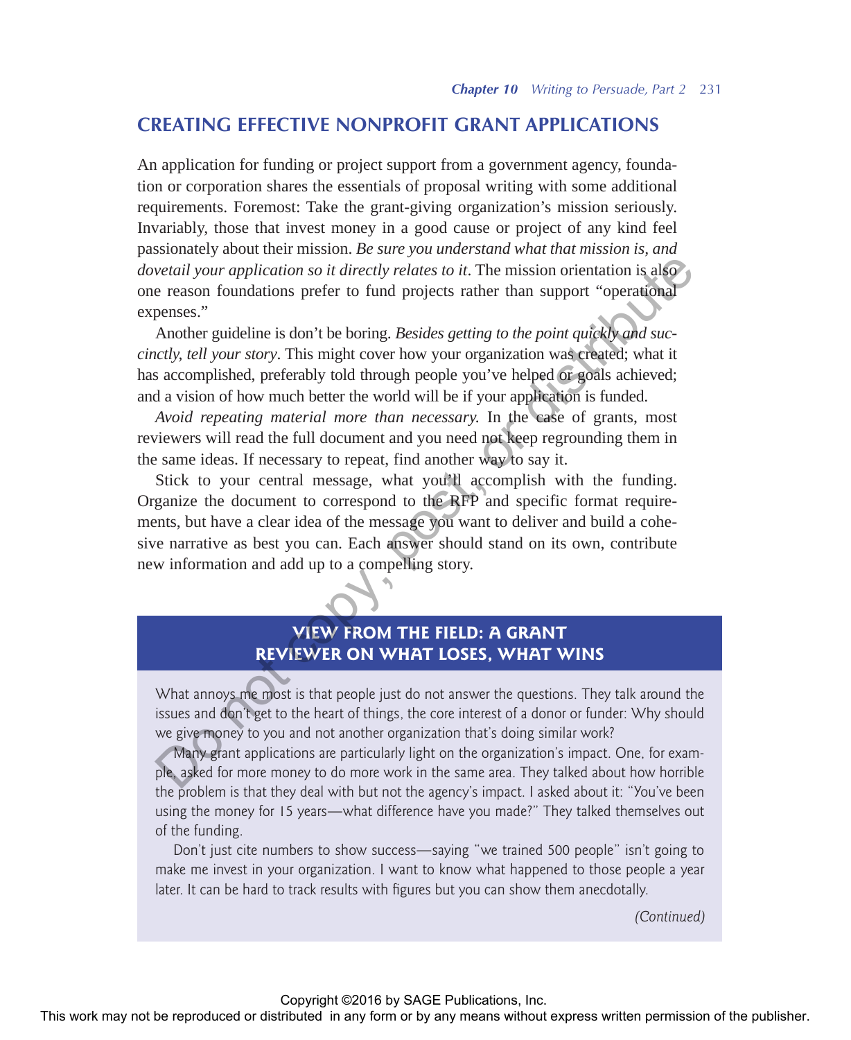## CREATING EFFECTIVE NONPROFIT GRANT APPLICATIONS

An application for funding or project support from a government agency, foundation or corporation shares the essentials of proposal writing with some additional requirements. Foremost: Take the grant-giving organization's mission seriously. Invariably, those that invest money in a good cause or project of any kind feel passionately about their mission. *Be sure you understand what that mission is, and dovetail your application so it directly relates to it*. The mission orientation is also one reason foundations prefer to fund projects rather than support "operational expenses."

Another guideline is don't be boring. *Besides getting to the point quickly and succinctly, tell your story*. This might cover how your organization was created; what it has accomplished, preferably told through people you've helped or goals achieved; and a vision of how much better the world will be if your application is funded.

*Avoid repeating material more than necessary.* In the case of grants, most reviewers will read the full document and you need not keep regrounding them in the same ideas. If necessary to repeat, find another way to say it.

Stick to your central message, what you'll accomplish with the funding. Organize the document to correspond to the RFP and specific format requirements, but have a clear idea of the message you want to deliver and build a cohesive narrative as best you can. Each answer should stand on its own, contribute new information and add up to a compelling story.

### VIEW FROM THE FIELD: A GRANT REVIEWER ON WHAT LOSES, WHAT WINS

What annoys me most is that people just do not answer the questions. They talk around the issues and don't get to the heart of things, the core interest of a donor or funder: Why should we give money to you and not another organization that's doing similar work?

Many grant applications are particularly light on the organization's impact. One, for example, asked for more money to do more work in the same area. They talked about how horrible the problem is that they deal with but not the agency's impact. I asked about it: "You've been using the money for 15 years—what difference have you made?" They talked themselves out of the funding.

Don't just cite numbers to show success—saying "we trained 500 people" isn't going to make me invest in your organization. I want to know what happened to those people a year later. It can be hard to track results with figures but you can show them anecdotally.

*(Continued)*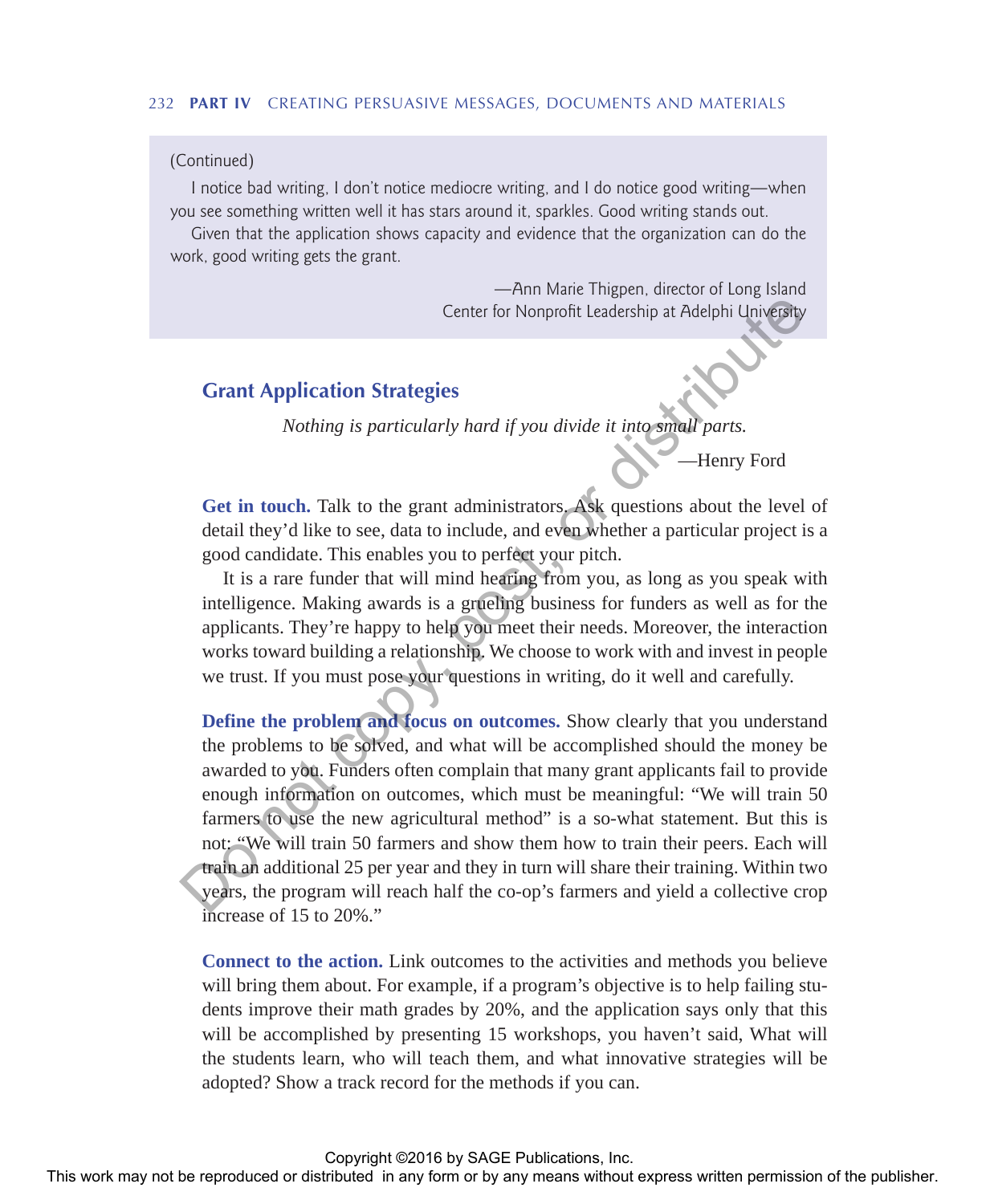(Continued)

I notice bad writing, I don't notice mediocre writing, and I do notice good writing—when you see something written well it has stars around it, sparkles. Good writing stands out.

Given that the application shows capacity and evidence that the organization can do the work, good writing gets the grant.

—Ann Marie Thigpen, director of Long Island Center for Nonprofit Leadership at Adelphi University

## Grant Application Strategies

*Nothing is particularly hard if you divide it into small parts.*

—Henry Ford

**Get in touch.** Talk to the grant administrators. Ask questions about the level of detail they'd like to see, data to include, and even whether a particular project is a good candidate. This enables you to perfect your pitch.

It is a rare funder that will mind hearing from you, as long as you speak with intelligence. Making awards is a grueling business for funders as well as for the applicants. They're happy to help you meet their needs. Moreover, the interaction works toward building a relationship. We choose to work with and invest in people we trust. If you must pose your questions in writing, do it well and carefully.

**Define the problem and focus on outcomes.** Show clearly that you understand the problems to be solved, and what will be accomplished should the money be awarded to you. Funders often complain that many grant applicants fail to provide enough information on outcomes, which must be meaningful: "We will train 50 farmers to use the new agricultural method" is a so-what statement. But this is not: "We will train 50 farmers and show them how to train their peers. Each will train an additional 25 per year and they in turn will share their training. Within two years, the program will reach half the co-op's farmers and yield a collective crop increase of 15 to 20%."

**Connect to the action.** Link outcomes to the activities and methods you believe will bring them about. For example, if a program's objective is to help failing students improve their math grades by 20%, and the application says only that this will be accomplished by presenting 15 workshops, you haven't said, What will the students learn, who will teach them, and what innovative strategies will be adopted? Show a track record for the methods if you can.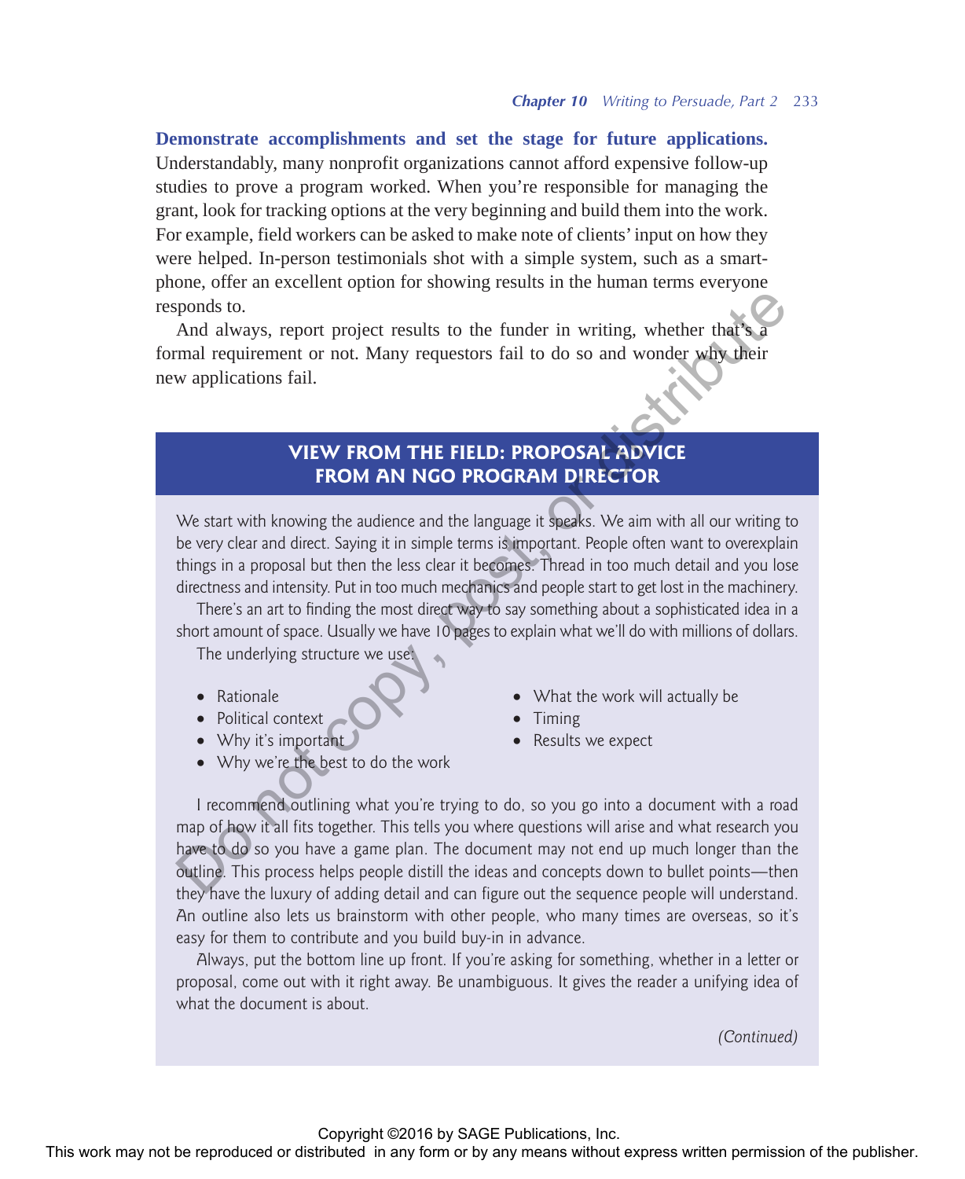**Demonstrate accomplishments and set the stage for future applications.** Understandably, many nonprofit organizations cannot afford expensive follow-up studies to prove a program worked. When you're responsible for managing the grant, look for tracking options at the very beginning and build them into the work. For example, field workers can be asked to make note of clients' input on how they were helped. In-person testimonials shot with a simple system, such as a smartphone, offer an excellent option for showing results in the human terms everyone responds to.

And always, report project results to the funder in writing, whether that's a formal requirement or not. Many requestors fail to do so and wonder why their new applications fail.

## VIEW FROM THE FIELD: PROPOSAL ADVICE FROM AN NGO PROGRAM DIRECTOR

We start with knowing the audience and the language it speaks. We aim with all our writing to be very clear and direct. Saying it in simple terms is important. People often want to overexplain things in a proposal but then the less clear it becomes. Thread in too much detail and you lose directness and intensity. Put in too much mechanics and people start to get lost in the machinery.

There's an art to finding the most direct way to say something about a sophisticated idea in a short amount of space. Usually we have 10 pages to explain what we'll do with millions of dollars.

The underlying structure we use:

- Rationale
- Political context
- Why it's important
- Why we're the best to do the work
- What the work will actually be
- Timing
- Results we expect

I recommend outlining what you're trying to do, so you go into a document with a road map of how it all fits together. This tells you where questions will arise and what research you have to do so you have a game plan. The document may not end up much longer than the outline. This process helps people distill the ideas and concepts down to bullet points—then they have the luxury of adding detail and can figure out the sequence people will understand. An outline also lets us brainstorm with other people, who many times are overseas, so it's easy for them to contribute and you build buy-in in advance.

Always, put the bottom line up front. If you're asking for something, whether in a letter or proposal, come out with it right away. Be unambiguous. It gives the reader a unifying idea of what the document is about.

*(Continued)*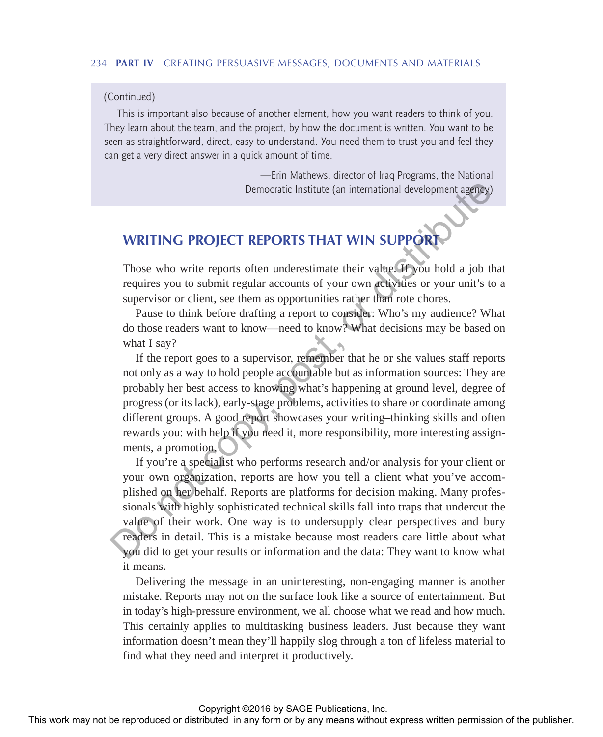(Continued)

This is important also because of another element, how you want readers to think of you. They learn about the team, and the project, by how the document is written. You want to be seen as straightforward, direct, easy to understand. You need them to trust you and feel they can get a very direct answer in a quick amount of time.

—Erin Mathews, director of Iraq Programs, the National Democratic Institute (an international development agency)

## WRITING PROJECT REPORTS THAT WIN SUPPORT

Those who write reports often underestimate their value. If you hold a job that requires you to submit regular accounts of your own activities or your unit's to a supervisor or client, see them as opportunities rather than rote chores.

Pause to think before drafting a report to consider: Who's my audience? What do those readers want to know—need to know? What decisions may be based on what I say?

If the report goes to a supervisor, remember that he or she values staff reports not only as a way to hold people accountable but as information sources: They are probably her best access to knowing what's happening at ground level, degree of progress (or its lack), early-stage problems, activities to share or coordinate among different groups. A good report showcases your writing–thinking skills and often rewards you: with help if you need it, more responsibility, more interesting assignments, a promotion.

If you're a specialist who performs research and/or analysis for your client or your own organization, reports are how you tell a client what you've accomplished on her behalf. Reports are platforms for decision making. Many professionals with highly sophisticated technical skills fall into traps that undercut the value of their work. One way is to undersupply clear perspectives and bury readers in detail. This is a mistake because most readers care little about what you did to get your results or information and the data: They want to know what it means.

Delivering the message in an uninteresting, non-engaging manner is another mistake. Reports may not on the surface look like a source of entertainment. But in today's high-pressure environment, we all choose what we read and how much. This certainly applies to multitasking business leaders. Just because they want information doesn't mean they'll happily slog through a ton of lifeless material to find what they need and interpret it productively.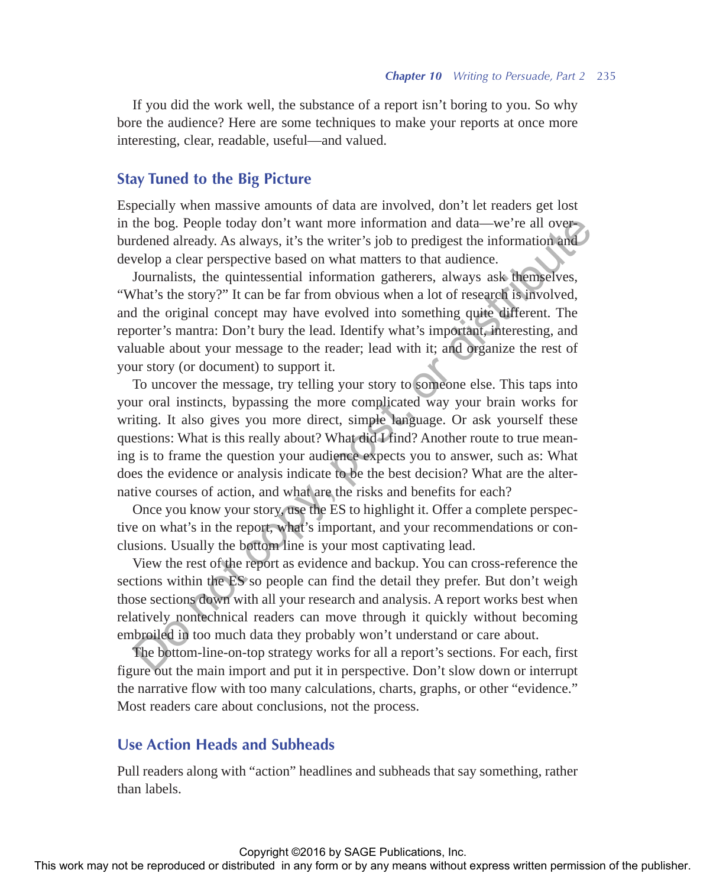If you did the work well, the substance of a report isn't boring to you. So why bore the audience? Here are some techniques to make your reports at once more interesting, clear, readable, useful—and valued.

## Stay Tuned to the Big Picture

Especially when massive amounts of data are involved, don't let readers get lost in the bog. People today don't want more information and data—we're all overburdened already. As always, it's the writer's job to predigest the information and develop a clear perspective based on what matters to that audience.

Journalists, the quintessential information gatherers, always ask themselves, "What's the story?" It can be far from obvious when a lot of research is involved, and the original concept may have evolved into something quite different. The reporter's mantra: Don't bury the lead. Identify what's important, interesting, and valuable about your message to the reader; lead with it; and organize the rest of your story (or document) to support it.

To uncover the message, try telling your story to someone else. This taps into your oral instincts, bypassing the more complicated way your brain works for writing. It also gives you more direct, simple language. Or ask yourself these questions: What is this really about? What did I find? Another route to true meaning is to frame the question your audience expects you to answer, such as: What does the evidence or analysis indicate to be the best decision? What are the alternative courses of action, and what are the risks and benefits for each?

Once you know your story, use the ES to highlight it. Offer a complete perspective on what's in the report, what's important, and your recommendations or conclusions. Usually the bottom line is your most captivating lead.

View the rest of the report as evidence and backup. You can cross-reference the sections within the ES so people can find the detail they prefer. But don't weigh those sections down with all your research and analysis. A report works best when relatively nontechnical readers can move through it quickly without becoming embroiled in too much data they probably won't understand or care about.

The bottom-line-on-top strategy works for all a report's sections. For each, first figure out the main import and put it in perspective. Don't slow down or interrupt the narrative flow with too many calculations, charts, graphs, or other "evidence." Most readers care about conclusions, not the process.

## Use Action Heads and Subheads

Pull readers along with "action" headlines and subheads that say something, rather than labels.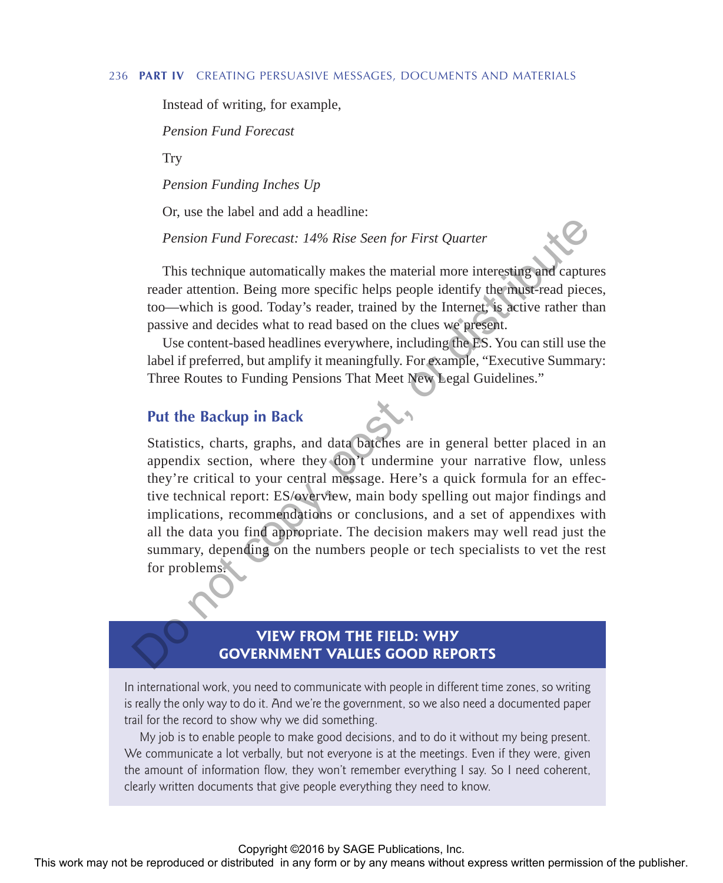Instead of writing, for example,

*Pension Fund Forecast*

Try

*Pension Funding Inches Up*

Or, use the label and add a headline:

*Pension Fund Forecast: 14% Rise Seen for First Quarter*

This technique automatically makes the material more interesting and captures reader attention. Being more specific helps people identify the must-read pieces, too—which is good. Today's reader, trained by the Internet, is active rather than passive and decides what to read based on the clues we present.

Use content-based headlines everywhere, including the ES. You can still use the label if preferred, but amplify it meaningfully. For example, "Executive Summary: Three Routes to Funding Pensions That Meet New Legal Guidelines."

## Put the Backup in Back

Statistics, charts, graphs, and data batches are in general better placed in an appendix section, where they don't undermine your narrative flow, unless they're critical to your central message. Here's a quick formula for an effective technical report: ES/overview, main body spelling out major findings and implications, recommendations or conclusions, and a set of appendixes with all the data you find appropriate. The decision makers may well read just the summary, depending on the numbers people or tech specialists to vet the rest for problems.

### VIEW FROM THE FIELD: WHY GOVERNMENT VALUES GOOD REPORTS

In international work, you need to communicate with people in different time zones, so writing is really the only way to do it. And we're the government, so we also need a documented paper trail for the record to show why we did something.

My job is to enable people to make good decisions, and to do it without my being present. We communicate a lot verbally, but not everyone is at the meetings. Even if they were, given the amount of information flow, they won't remember everything I say. So I need coherent, clearly written documents that give people everything they need to know.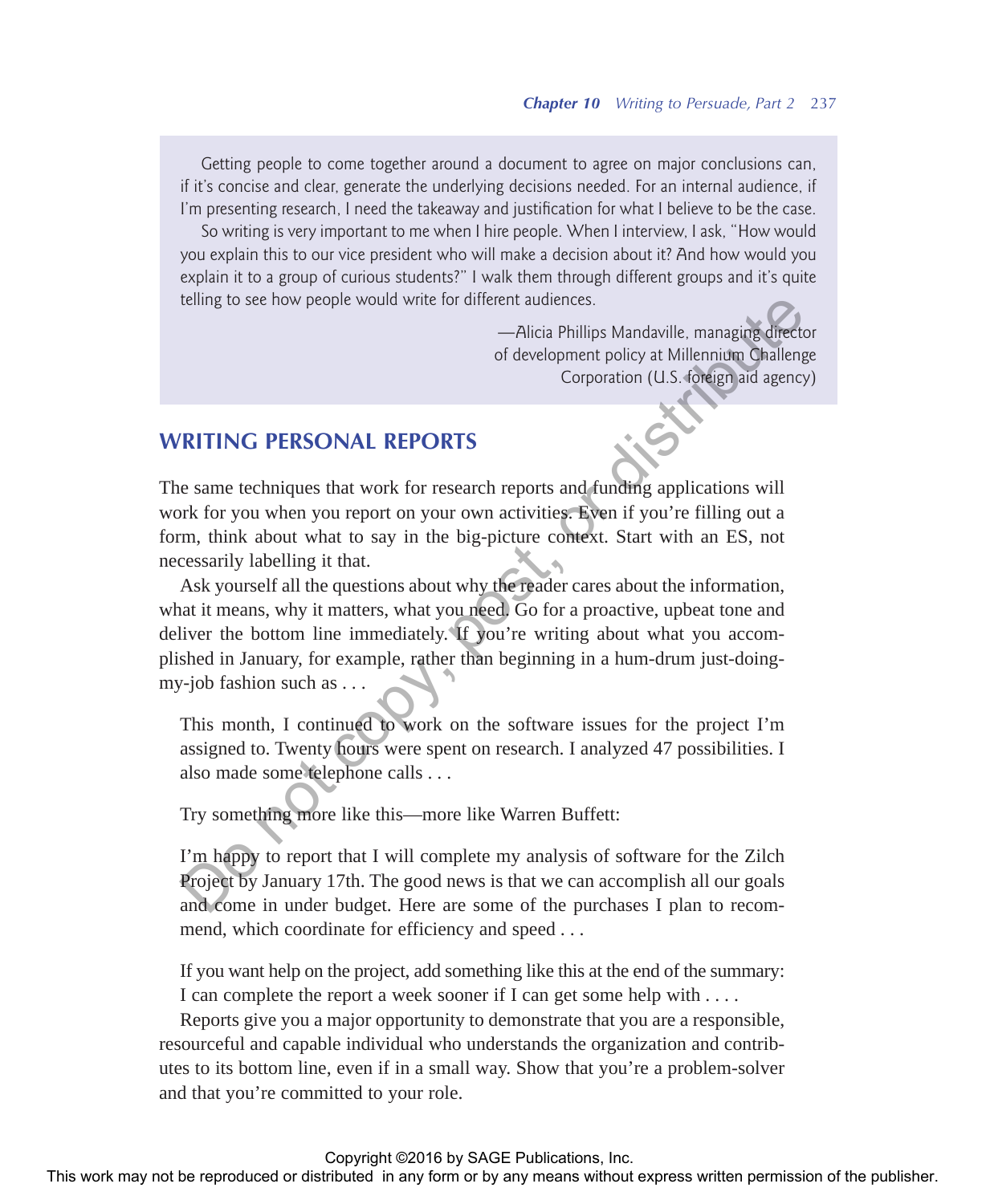Getting people to come together around a document to agree on major conclusions can, if it's concise and clear, generate the underlying decisions needed. For an internal audience, if I'm presenting research, I need the takeaway and justification for what I believe to be the case.

So writing is very important to me when I hire people. When I interview, I ask, "How would you explain this to our vice president who will make a decision about it? And how would you explain it to a group of curious students?" I walk them through different groups and it's quite telling to see how people would write for different audiences.

—Alicia Phillips Mandaville, managing director of development policy at Millennium Challenge Corporation (U.S. foreign aid agency)

## WRITING PERSONAL REPORTS

The same techniques that work for research reports and funding applications will work for you when you report on your own activities. Even if you're filling out a form, think about what to say in the big-picture context. Start with an ES, not necessarily labelling it that.

Ask yourself all the questions about why the reader cares about the information, what it means, why it matters, what you need. Go for a proactive, upbeat tone and deliver the bottom line immediately. If you're writing about what you accomplished in January, for example, rather than beginning in a hum-drum just-doing-my-job fashion such as . . .

> This month, I continued to work on the software issues for the project I'm assigned to. Twenty hours were spent on research. I analyzed 47 possibilities. I also made some telephone calls . . .

Try something more like this—more like Warren Buffett:

> I'm happy to report that I will complete my analysis of software for the Zilch Project by January 17th. The good news is that we can accomplish all our goals and come in under budget. Here are some of the purchases I plan to recommend, which coordinate for efficiency and speed . . .

If you want help on the project, add something like this at the end of the summary: I can complete the report a week sooner if I can get some help with . . . .

Reports give you a major opportunity to demonstrate that you are a responsible, resourceful and capable individual who understands the organization and contributes to its bottom line, even if in a small way. Show that you're a problem-solver and that you're committed to your role.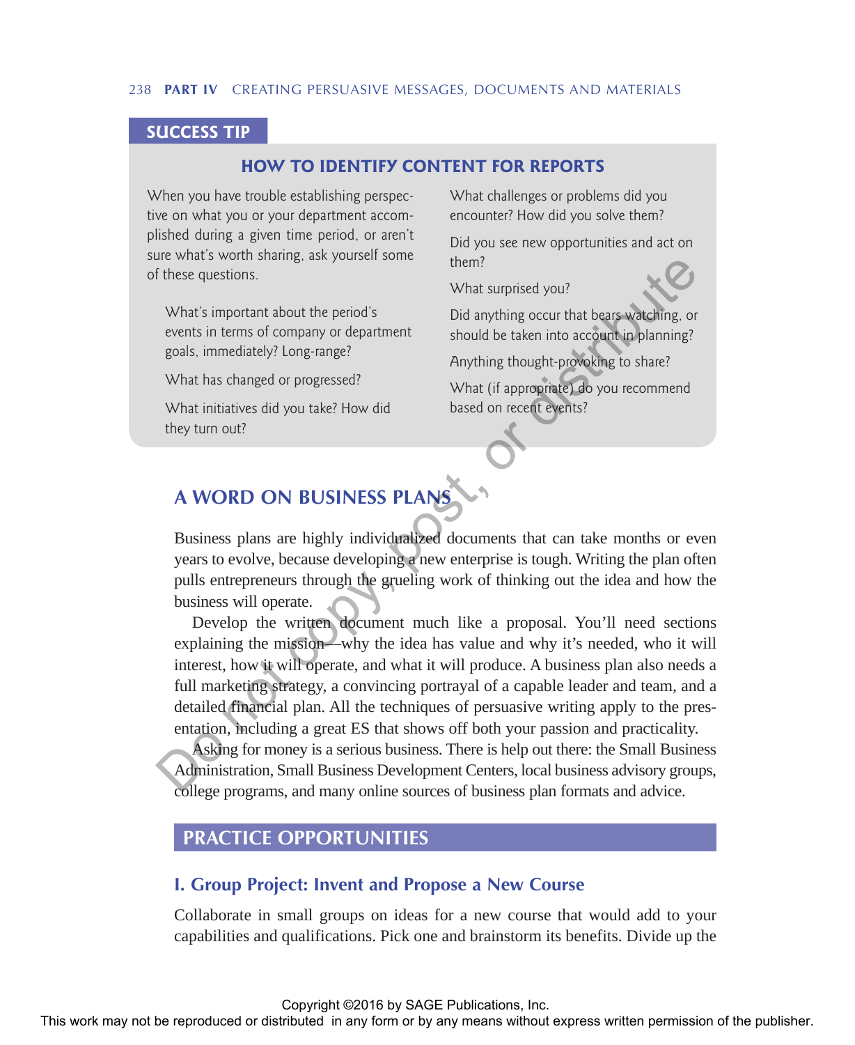**SUCCESS TIP**

### HOW TO IDENTIFY CONTENT FOR REPORTS

When you have trouble establishing perspective on what you or your department accomplished during a given time period, or aren't sure what's worth sharing, ask yourself some of these questions.

What's important about the period's events in terms of company or department goals, immediately? Long-range?

What has changed or progressed?

What initiatives did you take? How did they turn out?

What challenges or problems did you encounter? How did you solve them?

Did you see new opportunities and act on them?

What surprised you?

Did anything occur that bears watching, or should be taken into account in planning?

Anything thought-provoking to share?

What (if appropriate) do you recommend based on recent events?

## A WORD ON BUSINESS PLANS

Business plans are highly individualized documents that can take months or even years to evolve, because developing a new enterprise is tough. Writing the plan often pulls entrepreneurs through the grueling work of thinking out the idea and how the business will operate.

Develop the written document much like a proposal. You'll need sections explaining the mission—why the idea has value and why it's needed, who it will interest, how it will operate, and what it will produce. A business plan also needs a full marketing strategy, a convincing portrayal of a capable leader and team, and a detailed financial plan. All the techniques of persuasive writing apply to the presentation, including a great ES that shows off both your passion and practicality.

Asking for money is a serious business. There is help out there: the Small Business Administration, Small Business Development Centers, local business advisory groups, college programs, and many online sources of business plan formats and advice.

## PRACTICE OPPORTUNITIES

### I. Group Project: Invent and Propose a New Course

Collaborate in small groups on ideas for a new course that would add to your capabilities and qualifications. Pick one and brainstorm its benefits. Divide up the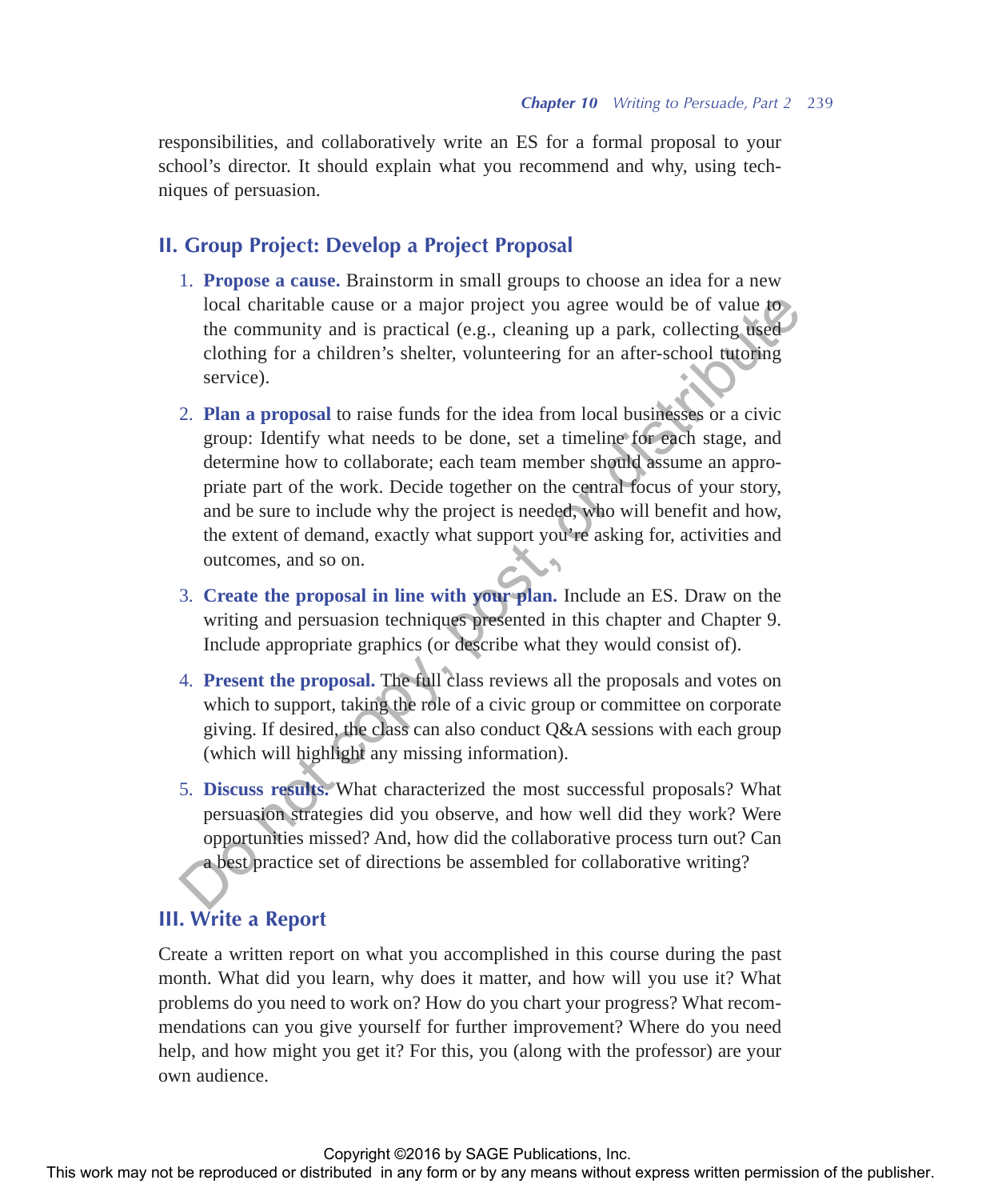responsibilities, and collaboratively write an ES for a formal proposal to your school's director. It should explain what you recommend and why, using techniques of persuasion.

## II. Group Project: Develop a Project Proposal

1. **Propose a cause.** Brainstorm in small groups to choose an idea for a new local charitable cause or a major project you agree would be of value to the community and is practical (e.g., cleaning up a park, collecting used clothing for a children's shelter, volunteering for an after-school tutoring service).

2. **Plan a proposal** to raise funds for the idea from local businesses or a civic group: Identify what needs to be done, set a timeline for each stage, and determine how to collaborate; each team member should assume an appropriate part of the work. Decide together on the central focus of your story, and be sure to include why the project is needed, who will benefit and how, the extent of demand, exactly what support you're asking for, activities and outcomes, and so on.

3. **Create the proposal in line with your plan.** Include an ES. Draw on the writing and persuasion techniques presented in this chapter and Chapter 9. Include appropriate graphics (or describe what they would consist of).

4. **Present the proposal.** The full class reviews all the proposals and votes on which to support, taking the role of a civic group or committee on corporate giving. If desired, the class can also conduct Q&A sessions with each group (which will highlight any missing information).

5. **Discuss results.** What characterized the most successful proposals? What persuasion strategies did you observe, and how well did they work? Were opportunities missed? And, how did the collaborative process turn out? Can a best practice set of directions be assembled for collaborative writing?

## III. Write a Report

Create a written report on what you accomplished in this course during the past month. What did you learn, why does it matter, and how will you use it? What problems do you need to work on? How do you chart your progress? What recommendations can you give yourself for further improvement? Where do you need help, and how might you get it? For this, you (along with the professor) are your own audience.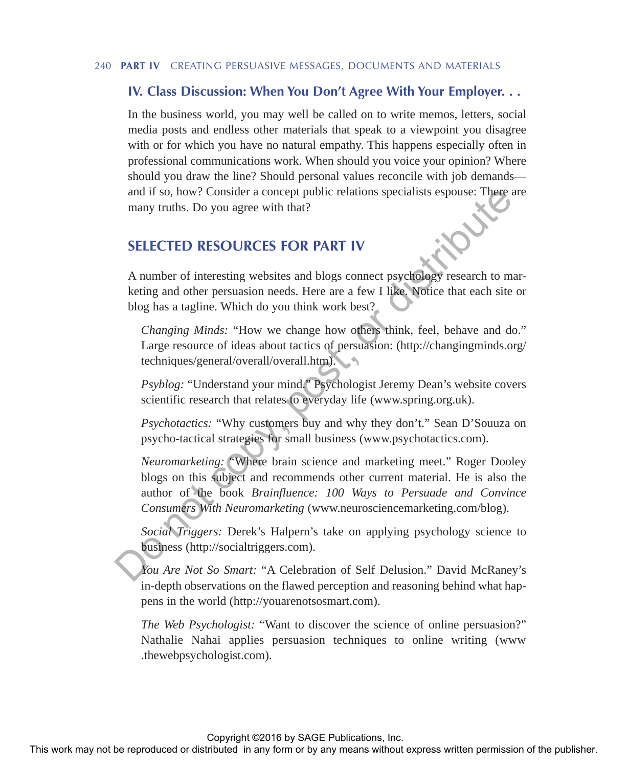## IV. Class Discussion: When You Don't Agree With Your Employer. . .

In the business world, you may well be called on to write memos, letters, social media posts and endless other materials that speak to a viewpoint you disagree with or for which you have no natural empathy. This happens especially often in professional communications work. When should you voice your opinion? Where should you draw the line? Should personal values reconcile with job demands—and if so, how? Consider a concept public relations specialists espouse: There are many truths. Do you agree with that?

## SELECTED RESOURCES FOR PART IV

A number of interesting websites and blogs connect psychology research to marketing and other persuasion needs. Here are a few I like. Notice that each site or blog has a tagline. Which do you think work best?

*Changing Minds:* "How we change how others think, feel, behave and do." Large resource of ideas about tactics of persuasion: (http://changingminds.org/techniques/general/overall/overall.htm).

*Psyblog:* "Understand your mind." Psychologist Jeremy Dean's website covers scientific research that relates to everyday life (www.spring.org.uk).

*Psychotactics:* "Why customers buy and why they don't." Sean D'Souuza on psycho-tactical strategies for small business (www.psychotactics.com).

*Neuromarketing:* "Where brain science and marketing meet." Roger Dooley blogs on this subject and recommends other current material. He is also the author of the book *Brainfluence: 100 Ways to Persuade and Convince Consumers With Neuromarketing* (www.neurosciencemarketing.com/blog).

*Social Triggers:* Derek's Halpern's take on applying psychology science to business (http://socialtriggers.com).

*You Are Not So Smart:* "A Celebration of Self Delusion." David McRaney's in-depth observations on the flawed perception and reasoning behind what happens in the world (http://youarenotsosmart.com).

*The Web Psychologist:* "Want to discover the science of online persuasion?" Nathalie Nahai applies persuasion techniques to online writing (www.thewebpsychologist.com).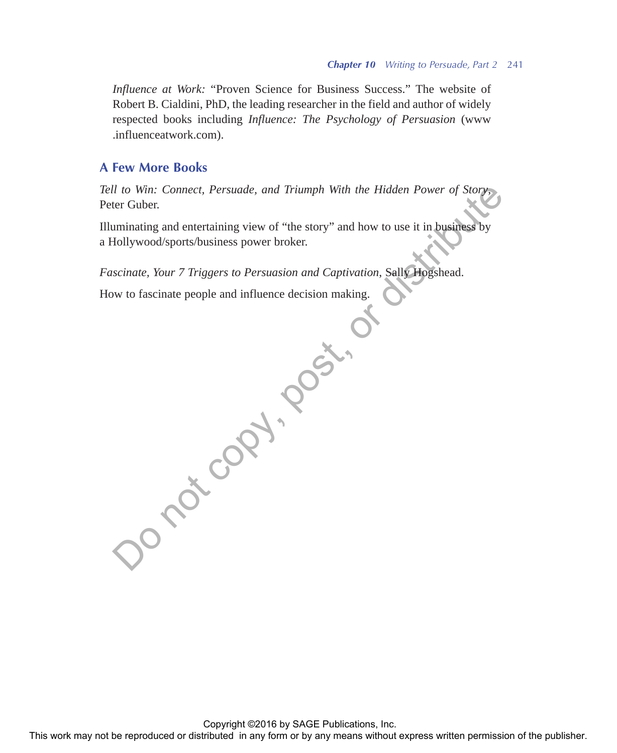*Influence at Work:* "Proven Science for Business Success." The website of Robert B. Cialdini, PhD, the leading researcher in the field and author of widely respected books including *Influence: The Psychology of Persuasion* (www.influenceatwork.com).

## A Few More Books

*Tell to Win: Connect, Persuade, and Triumph With the Hidden Power of Story*, Peter Guber.

Illuminating and entertaining view of "the story" and how to use it in business by a Hollywood/sports/business power broker.

*Fascinate, Your 7 Triggers to Persuasion and Captivation*, Sally Hogshead.

How to fascinate people and influence decision making.